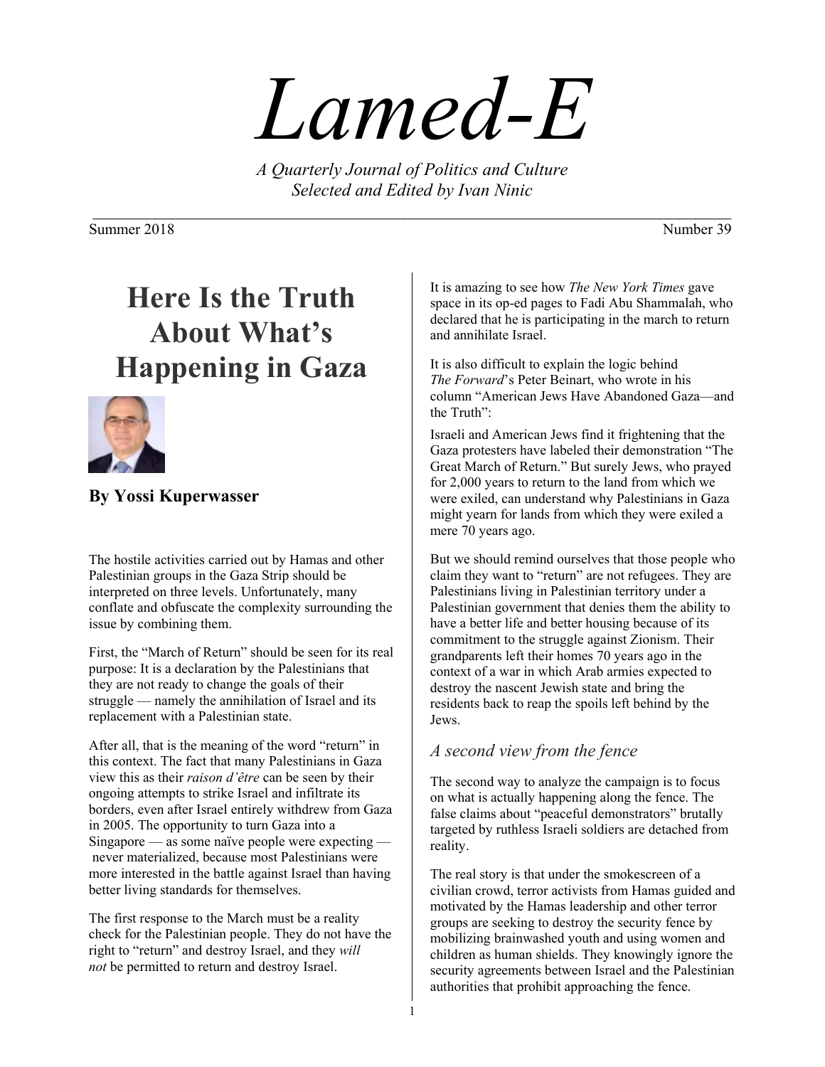# Lamed-E

*A Quarterly Journal of Politics and Culture*
*Selected and Edited by Ivan Ninic*

Summer 2018 Number 39

## Here Is the Truth About What's Happening in Gaza

**By Yossi Kuperwasser**

The hostile activities carried out by Hamas and other Palestinian groups in the Gaza Strip should be interpreted on three levels. Unfortunately, many conflate and obfuscate the complexity surrounding the issue by combining them.

First, the "March of Return" should be seen for its real purpose: It is a declaration by the Palestinians that they are not ready to change the goals of their struggle — namely the annihilation of Israel and its replacement with a Palestinian state.

After all, that is the meaning of the word "return" in this context. The fact that many Palestinians in Gaza view this as their *raison d'être* can be seen by their ongoing attempts to strike Israel and infiltrate its borders, even after Israel entirely withdrew from Gaza in 2005. The opportunity to turn Gaza into a Singapore — as some naïve people were expecting — never materialized, because most Palestinians were more interested in the battle against Israel than having better living standards for themselves.

The first response to the March must be a reality check for the Palestinian people. They do not have the right to "return" and destroy Israel, and they *will not* be permitted to return and destroy Israel.

It is amazing to see how *The New York Times* gave space in its op-ed pages to Fadi Abu Shammalah, who declared that he is participating in the march to return and annihilate Israel.

It is also difficult to explain the logic behind *The Forward*'s Peter Beinart, who wrote in his column "American Jews Have Abandoned Gaza—and the Truth":

Israeli and American Jews find it frightening that the Gaza protesters have labeled their demonstration "The Great March of Return." But surely Jews, who prayed for 2,000 years to return to the land from which we were exiled, can understand why Palestinians in Gaza might yearn for lands from which they were exiled a mere 70 years ago.

But we should remind ourselves that those people who claim they want to "return" are not refugees. They are Palestinians living in Palestinian territory under a Palestinian government that denies them the ability to have a better life and better housing because of its commitment to the struggle against Zionism. Their grandparents left their homes 70 years ago in the context of a war in which Arab armies expected to destroy the nascent Jewish state and bring the residents back to reap the spoils left behind by the Jews.

### *A second view from the fence*

The second way to analyze the campaign is to focus on what is actually happening along the fence. The false claims about "peaceful demonstrators" brutally targeted by ruthless Israeli soldiers are detached from reality.

The real story is that under the smokescreen of a civilian crowd, terror activists from Hamas guided and motivated by the Hamas leadership and other terror groups are seeking to destroy the security fence by mobilizing brainwashed youth and using women and children as human shields. They knowingly ignore the security agreements between Israel and the Palestinian authorities that prohibit approaching the fence.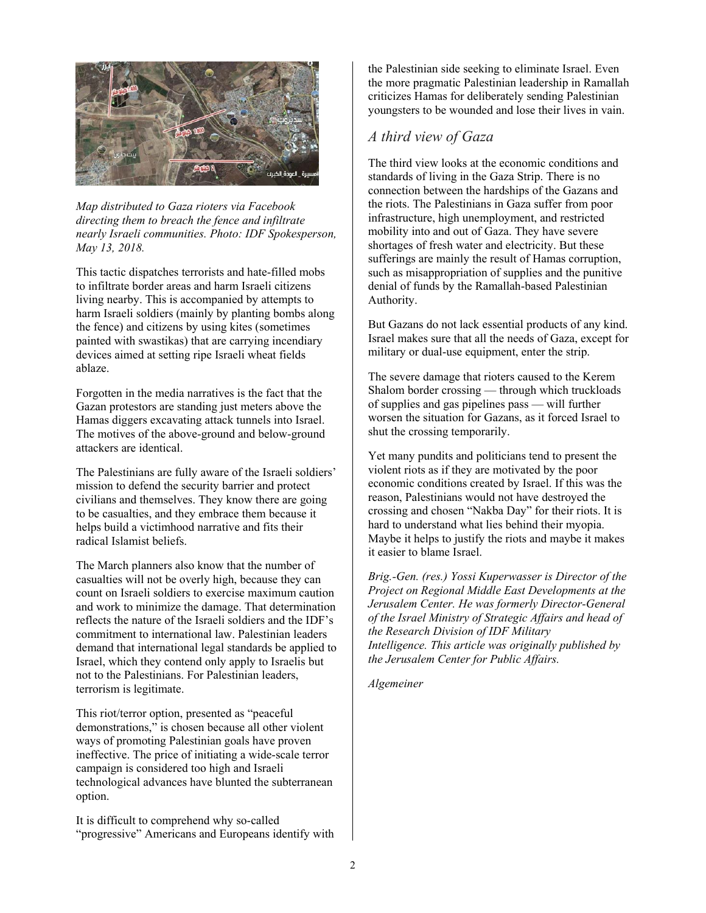*Map distributed to Gaza rioters via Facebook directing them to breach the fence and infiltrate nearly Israeli communities. Photo: IDF Spokesperson, May 13, 2018.*

This tactic dispatches terrorists and hate-filled mobs to infiltrate border areas and harm Israeli citizens living nearby. This is accompanied by attempts to harm Israeli soldiers (mainly by planting bombs along the fence) and citizens by using kites (sometimes painted with swastikas) that are carrying incendiary devices aimed at setting ripe Israeli wheat fields ablaze.

Forgotten in the media narratives is the fact that the Gazan protestors are standing just meters above the Hamas diggers excavating attack tunnels into Israel. The motives of the above-ground and below-ground attackers are identical.

The Palestinians are fully aware of the Israeli soldiers' mission to defend the security barrier and protect civilians and themselves. They know there are going to be casualties, and they embrace them because it helps build a victimhood narrative and fits their radical Islamist beliefs.

The March planners also know that the number of casualties will not be overly high, because they can count on Israeli soldiers to exercise maximum caution and work to minimize the damage. That determination reflects the nature of the Israeli soldiers and the IDF's commitment to international law. Palestinian leaders demand that international legal standards be applied to Israel, which they contend only apply to Israelis but not to the Palestinians. For Palestinian leaders, terrorism is legitimate.

This riot/terror option, presented as "peaceful demonstrations," is chosen because all other violent ways of promoting Palestinian goals have proven ineffective. The price of initiating a wide-scale terror campaign is considered too high and Israeli technological advances have blunted the subterranean option.

It is difficult to comprehend why so-called "progressive" Americans and Europeans identify with the Palestinian side seeking to eliminate Israel. Even the more pragmatic Palestinian leadership in Ramallah criticizes Hamas for deliberately sending Palestinian youngsters to be wounded and lose their lives in vain.

## *A third view of Gaza*

The third view looks at the economic conditions and standards of living in the Gaza Strip. There is no connection between the hardships of the Gazans and the riots. The Palestinians in Gaza suffer from poor infrastructure, high unemployment, and restricted mobility into and out of Gaza. They have severe shortages of fresh water and electricity. But these sufferings are mainly the result of Hamas corruption, such as misappropriation of supplies and the punitive denial of funds by the Ramallah-based Palestinian Authority.

But Gazans do not lack essential products of any kind. Israel makes sure that all the needs of Gaza, except for military or dual-use equipment, enter the strip.

The severe damage that rioters caused to the Kerem Shalom border crossing — through which truckloads of supplies and gas pipelines pass — will further worsen the situation for Gazans, as it forced Israel to shut the crossing temporarily.

Yet many pundits and politicians tend to present the violent riots as if they are motivated by the poor economic conditions created by Israel. If this was the reason, Palestinians would not have destroyed the crossing and chosen "Nakba Day" for their riots. It is hard to understand what lies behind their myopia. Maybe it helps to justify the riots and maybe it makes it easier to blame Israel.

*Brig.-Gen. (res.) Yossi Kuperwasser is Director of the Project on Regional Middle East Developments at the Jerusalem Center. He was formerly Director-General of the Israel Ministry of Strategic Affairs and head of the Research Division of IDF Military Intelligence. This article was originally published by the Jerusalem Center for Public Affairs.*

*Algemeiner*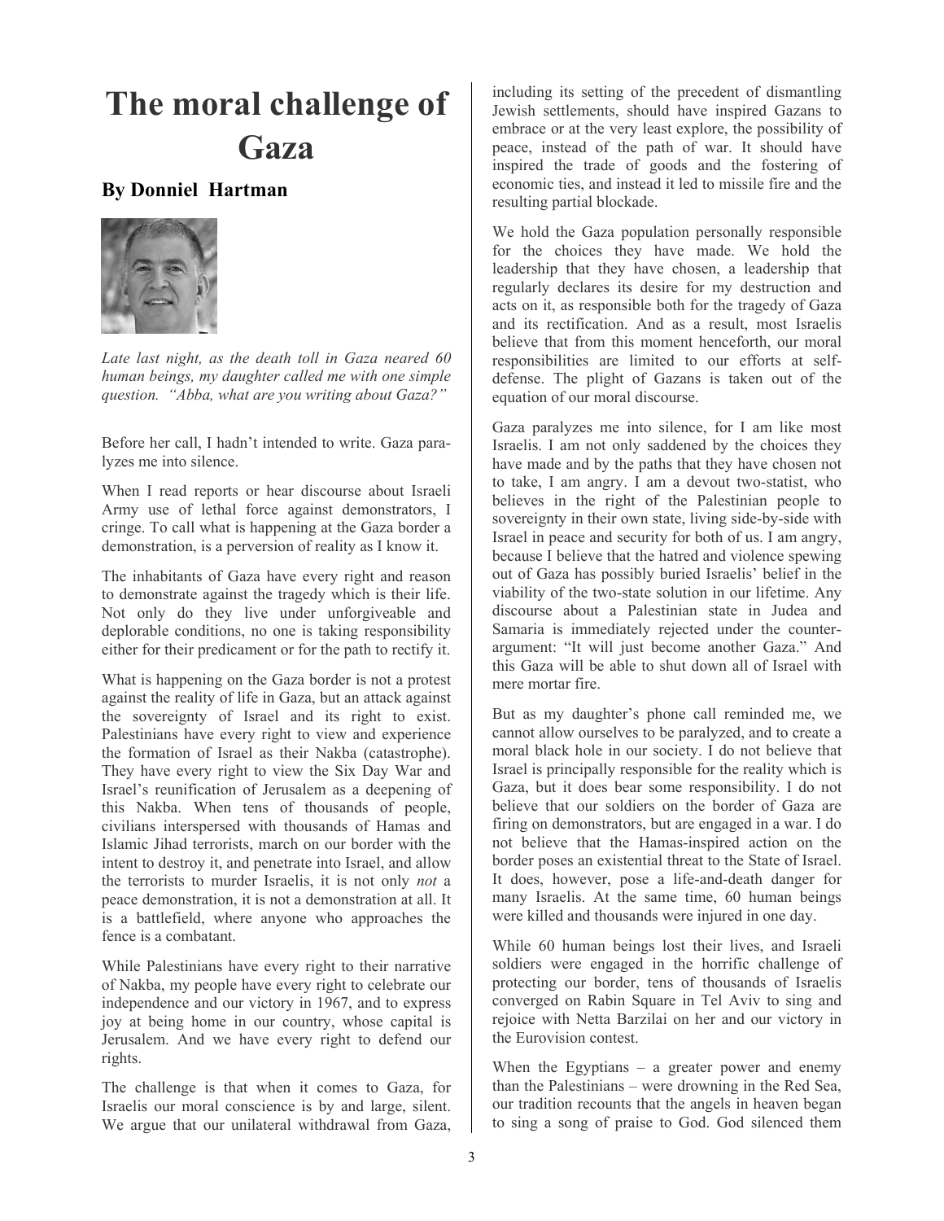# The moral challenge of Gaza

### By Donniel Hartman

*Late last night, as the death toll in Gaza neared 60 human beings, my daughter called me with one simple question. "Abba, what are you writing about Gaza?"*

Before her call, I hadn't intended to write. Gaza paralyzes me into silence.

When I read reports or hear discourse about Israeli Army use of lethal force against demonstrators, I cringe. To call what is happening at the Gaza border a demonstration, is a perversion of reality as I know it.

The inhabitants of Gaza have every right and reason to demonstrate against the tragedy which is their life. Not only do they live under unforgiveable and deplorable conditions, no one is taking responsibility either for their predicament or for the path to rectify it.

What is happening on the Gaza border is not a protest against the reality of life in Gaza, but an attack against the sovereignty of Israel and its right to exist. Palestinians have every right to view and experience the formation of Israel as their Nakba (catastrophe). They have every right to view the Six Day War and Israel's reunification of Jerusalem as a deepening of this Nakba. When tens of thousands of people, civilians interspersed with thousands of Hamas and Islamic Jihad terrorists, march on our border with the intent to destroy it, and penetrate into Israel, and allow the terrorists to murder Israelis, it is not only *not* a peace demonstration, it is not a demonstration at all. It is a battlefield, where anyone who approaches the fence is a combatant.

While Palestinians have every right to their narrative of Nakba, my people have every right to celebrate our independence and our victory in 1967, and to express joy at being home in our country, whose capital is Jerusalem. And we have every right to defend our rights.

The challenge is that when it comes to Gaza, for Israelis our moral conscience is by and large, silent. We argue that our unilateral withdrawal from Gaza, including its setting of the precedent of dismantling Jewish settlements, should have inspired Gazans to embrace or at the very least explore, the possibility of peace, instead of the path of war. It should have inspired the trade of goods and the fostering of economic ties, and instead it led to missile fire and the resulting partial blockade.

We hold the Gaza population personally responsible for the choices they have made. We hold the leadership that they have chosen, a leadership that regularly declares its desire for my destruction and acts on it, as responsible both for the tragedy of Gaza and its rectification. And as a result, most Israelis believe that from this moment henceforth, our moral responsibilities are limited to our efforts at self-defense. The plight of Gazans is taken out of the equation of our moral discourse.

Gaza paralyzes me into silence, for I am like most Israelis. I am not only saddened by the choices they have made and by the paths that they have chosen not to take, I am angry. I am a devout two-statist, who believes in the right of the Palestinian people to sovereignty in their own state, living side-by-side with Israel in peace and security for both of us. I am angry, because I believe that the hatred and violence spewing out of Gaza has possibly buried Israelis' belief in the viability of the two-state solution in our lifetime. Any discourse about a Palestinian state in Judea and Samaria is immediately rejected under the counter-argument: "It will just become another Gaza." And this Gaza will be able to shut down all of Israel with mere mortar fire.

But as my daughter's phone call reminded me, we cannot allow ourselves to be paralyzed, and to create a moral black hole in our society. I do not believe that Israel is principally responsible for the reality which is Gaza, but it does bear some responsibility. I do not believe that our soldiers on the border of Gaza are firing on demonstrators, but are engaged in a war. I do not believe that the Hamas-inspired action on the border poses an existential threat to the State of Israel. It does, however, pose a life-and-death danger for many Israelis. At the same time, 60 human beings were killed and thousands were injured in one day.

While 60 human beings lost their lives, and Israeli soldiers were engaged in the horrific challenge of protecting our border, tens of thousands of Israelis converged on Rabin Square in Tel Aviv to sing and rejoice with Netta Barzilai on her and our victory in the Eurovision contest.

When the Egyptians – a greater power and enemy than the Palestinians – were drowning in the Red Sea, our tradition recounts that the angels in heaven began to sing a song of praise to God. God silenced them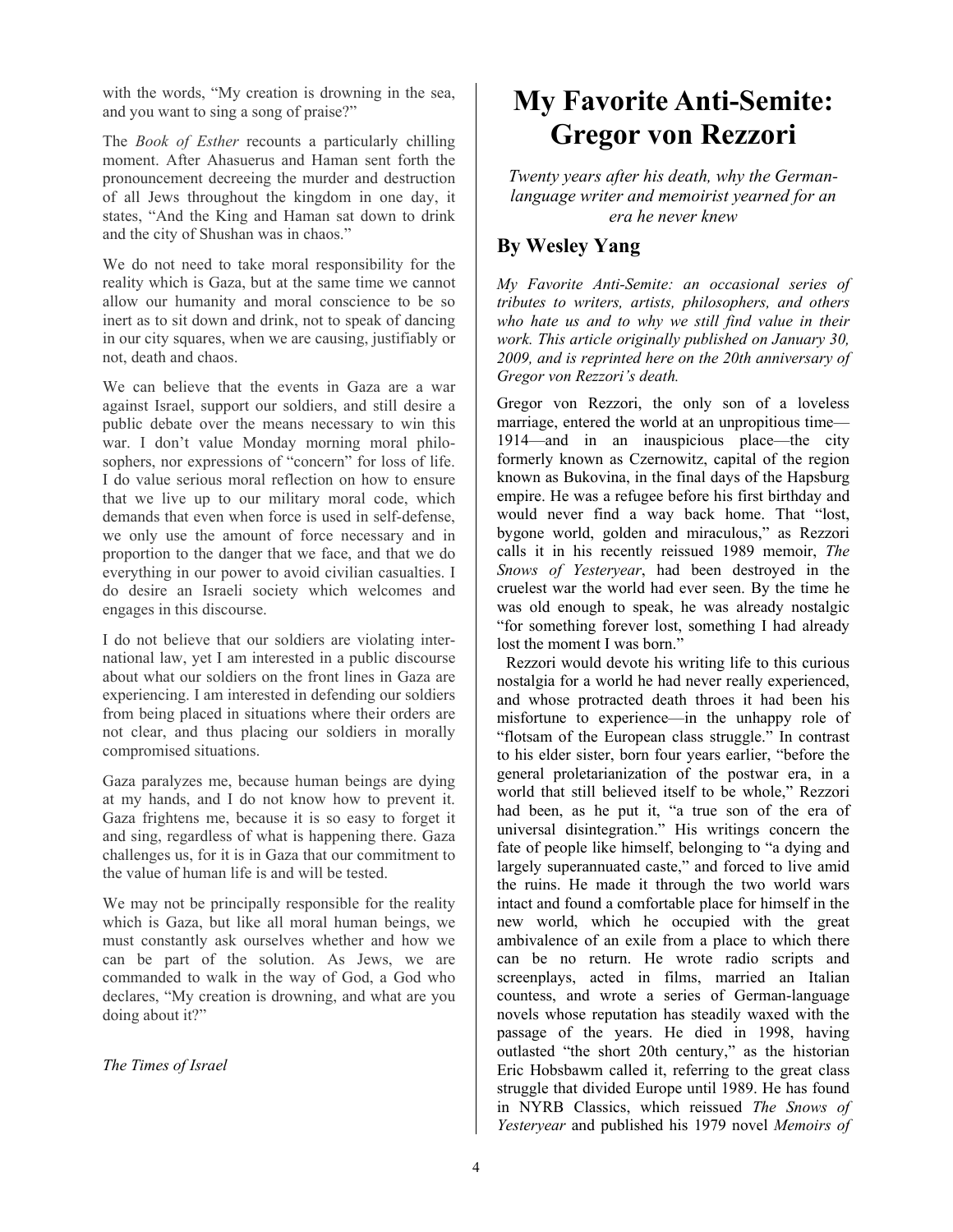with the words, "My creation is drowning in the sea, and you want to sing a song of praise?"

The *Book of Esther* recounts a particularly chilling moment. After Ahasuerus and Haman sent forth the pronouncement decreeing the murder and destruction of all Jews throughout the kingdom in one day, it states, "And the King and Haman sat down to drink and the city of Shushan was in chaos."

We do not need to take moral responsibility for the reality which is Gaza, but at the same time we cannot allow our humanity and moral conscience to be so inert as to sit down and drink, not to speak of dancing in our city squares, when we are causing, justifiably or not, death and chaos.

We can believe that the events in Gaza are a war against Israel, support our soldiers, and still desire a public debate over the means necessary to win this war. I don't value Monday morning moral philosophers, nor expressions of "concern" for loss of life. I do value serious moral reflection on how to ensure that we live up to our military moral code, which demands that even when force is used in self-defense, we only use the amount of force necessary and in proportion to the danger that we face, and that we do everything in our power to avoid civilian casualties. I do desire an Israeli society which welcomes and engages in this discourse.

I do not believe that our soldiers are violating international law, yet I am interested in a public discourse about what our soldiers on the front lines in Gaza are experiencing. I am interested in defending our soldiers from being placed in situations where their orders are not clear, and thus placing our soldiers in morally compromised situations.

Gaza paralyzes me, because human beings are dying at my hands, and I do not know how to prevent it. Gaza frightens me, because it is so easy to forget it and sing, regardless of what is happening there. Gaza challenges us, for it is in Gaza that our commitment to the value of human life is and will be tested.

We may not be principally responsible for the reality which is Gaza, but like all moral human beings, we must constantly ask ourselves whether and how we can be part of the solution. As Jews, we are commanded to walk in the way of God, a God who declares, "My creation is drowning, and what are you doing about it?"

*The Times of Israel*

# My Favorite Anti-Semite: Gregor von Rezzori

*Twenty years after his death, why the German-language writer and memoirist yearned for an era he never knew*

## By Wesley Yang

*My Favorite Anti-Semite: an occasional series of tributes to writers, artists, philosophers, and others who hate us and to why we still find value in their work. This article originally published on January 30, 2009, and is reprinted here on the 20th anniversary of Gregor von Rezzori's death.*

Gregor von Rezzori, the only son of a loveless marriage, entered the world at an unpropitious time—1914—and in an inauspicious place—the city formerly known as Czernowitz, capital of the region known as Bukovina, in the final days of the Hapsburg empire. He was a refugee before his first birthday and would never find a way back home. That "lost, bygone world, golden and miraculous," as Rezzori calls it in his recently reissued 1989 memoir, *The Snows of Yesteryear*, had been destroyed in the cruelest war the world had ever seen. By the time he was old enough to speak, he was already nostalgic "for something forever lost, something I had already lost the moment I was born."

Rezzori would devote his writing life to this curious nostalgia for a world he had never really experienced, and whose protracted death throes it had been his misfortune to experience—in the unhappy role of "flotsam of the European class struggle." In contrast to his elder sister, born four years earlier, "before the general proletarianization of the postwar era, in a world that still believed itself to be whole," Rezzori had been, as he put it, "a true son of the era of universal disintegration." His writings concern the fate of people like himself, belonging to "a dying and largely superannuated caste," and forced to live amid the ruins. He made it through the two world wars intact and found a comfortable place for himself in the new world, which he occupied with the great ambivalence of an exile from a place to which there can be no return. He wrote radio scripts and screenplays, acted in films, married an Italian countess, and wrote a series of German-language novels whose reputation has steadily waxed with the passage of the years. He died in 1998, having outlasted "the short 20th century," as the historian Eric Hobsbawm called it, referring to the great class struggle that divided Europe until 1989. He has found in NYRB Classics, which reissued *The Snows of Yesteryear* and published his 1979 novel *Memoirs of*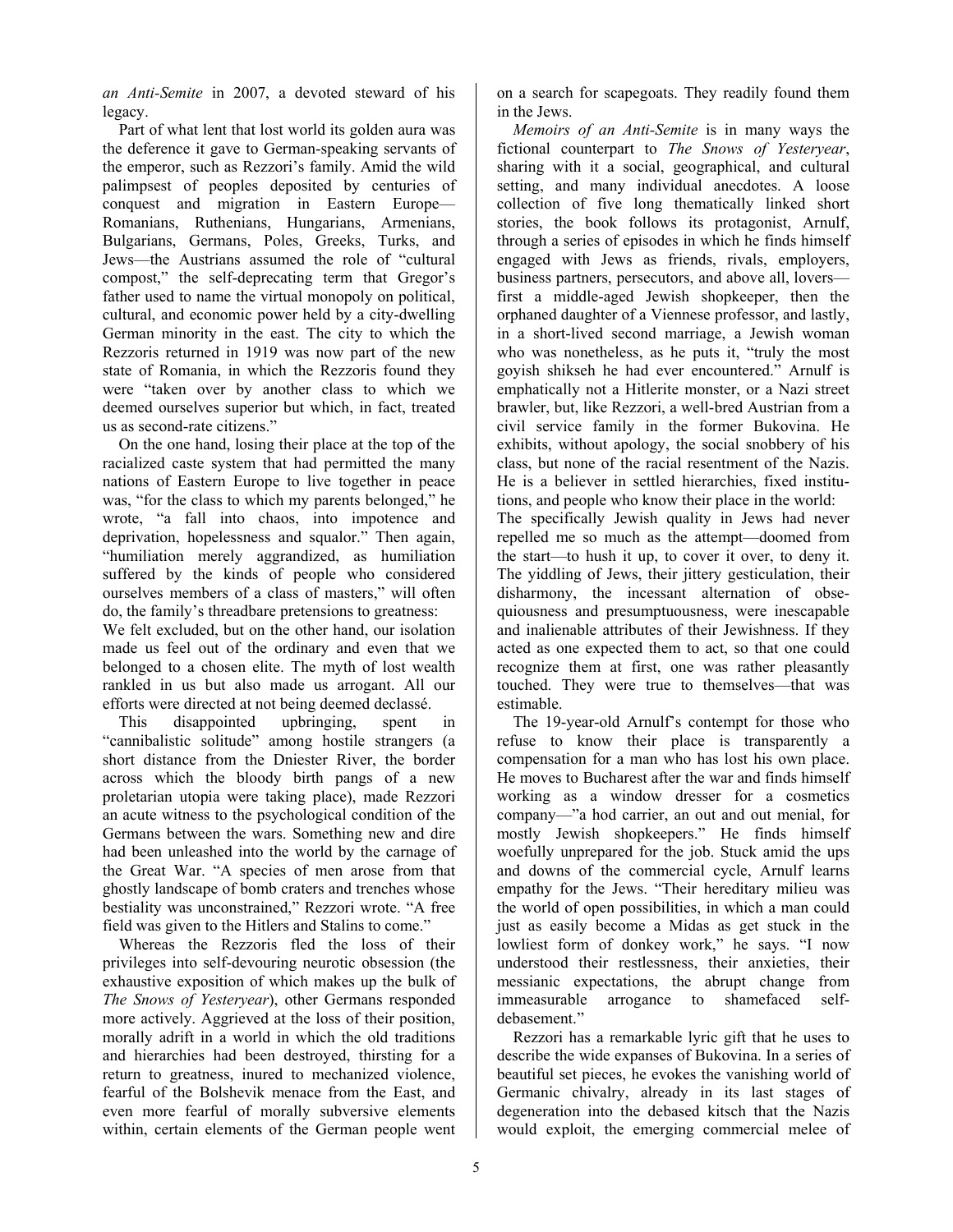*an Anti-Semite* in 2007, a devoted steward of his legacy.

Part of what lent that lost world its golden aura was the deference it gave to German-speaking servants of the emperor, such as Rezzori's family. Amid the wild palimpsest of peoples deposited by centuries of conquest and migration in Eastern Europe—Romanians, Ruthenians, Hungarians, Armenians, Bulgarians, Germans, Poles, Greeks, Turks, and Jews—the Austrians assumed the role of "cultural compost," the self-deprecating term that Gregor's father used to name the virtual monopoly on political, cultural, and economic power held by a city-dwelling German minority in the east. The city to which the Rezzoris returned in 1919 was now part of the new state of Romania, in which the Rezzoris found they were "taken over by another class to which we deemed ourselves superior but which, in fact, treated us as second-rate citizens."

On the one hand, losing their place at the top of the racialized caste system that had permitted the many nations of Eastern Europe to live together in peace was, "for the class to which my parents belonged," he wrote, "a fall into chaos, into impotence and deprivation, hopelessness and squalor." Then again, "humiliation merely aggrandized, as humiliation suffered by the kinds of people who considered ourselves members of a class of masters," will often do, the family's threadbare pretensions to greatness:

We felt excluded, but on the other hand, our isolation made us feel out of the ordinary and even that we belonged to a chosen elite. The myth of lost wealth rankled in us but also made us arrogant. All our efforts were directed at not being deemed declassé.

This disappointed upbringing, spent in "cannibalistic solitude" among hostile strangers (a short distance from the Dniester River, the border across which the bloody birth pangs of a new proletarian utopia were taking place), made Rezzori an acute witness to the psychological condition of the Germans between the wars. Something new and dire had been unleashed into the world by the carnage of the Great War. "A species of men arose from that ghostly landscape of bomb craters and trenches whose bestiality was unconstrained," Rezzori wrote. "A free field was given to the Hitlers and Stalins to come."

Whereas the Rezzoris fled the loss of their privileges into self-devouring neurotic obsession (the exhaustive exposition of which makes up the bulk of *The Snows of Yesteryear*), other Germans responded more actively. Aggrieved at the loss of their position, morally adrift in a world in which the old traditions and hierarchies had been destroyed, thirsting for a return to greatness, inured to mechanized violence, fearful of the Bolshevik menace from the East, and even more fearful of morally subversive elements within, certain elements of the German people went on a search for scapegoats. They readily found them in the Jews.

*Memoirs of an Anti-Semite* is in many ways the fictional counterpart to *The Snows of Yesteryear*, sharing with it a social, geographical, and cultural setting, and many individual anecdotes. A loose collection of five long thematically linked short stories, the book follows its protagonist, Arnulf, through a series of episodes in which he finds himself engaged with Jews as friends, rivals, employers, business partners, persecutors, and above all, lovers—first a middle-aged Jewish shopkeeper, then the orphaned daughter of a Viennese professor, and lastly, in a short-lived second marriage, a Jewish woman who was nonetheless, as he puts it, "truly the most goyish shikseh he had ever encountered." Arnulf is emphatically not a Hitlerite monster, or a Nazi street brawler, but, like Rezzori, a well-bred Austrian from a civil service family in the former Bukovina. He exhibits, without apology, the social snobbery of his class, but none of the racial resentment of the Nazis. He is a believer in settled hierarchies, fixed institutions, and people who know their place in the world:

The specifically Jewish quality in Jews had never repelled me so much as the attempt—doomed from the start—to hush it up, to cover it over, to deny it. The yiddling of Jews, their jittery gesticulation, their disharmony, the incessant alternation of obsequiousness and presumptuousness, were inescapable and inalienable attributes of their Jewishness. If they acted as one expected them to act, so that one could recognize them at first, one was rather pleasantly touched. They were true to themselves—that was estimable.

The 19-year-old Arnulf's contempt for those who refuse to know their place is transparently a compensation for a man who has lost his own place. He moves to Bucharest after the war and finds himself working as a window dresser for a cosmetics company—"a hod carrier, an out and out menial, for mostly Jewish shopkeepers." He finds himself woefully unprepared for the job. Stuck amid the ups and downs of the commercial cycle, Arnulf learns empathy for the Jews. "Their hereditary milieu was the world of open possibilities, in which a man could just as easily become a Midas as get stuck in the lowliest form of donkey work," he says. "I now understood their restlessness, their anxieties, their messianic expectations, the abrupt change from immeasurable arrogance to shamefaced self-debasement."

Rezzori has a remarkable lyric gift that he uses to describe the wide expanses of Bukovina. In a series of beautiful set pieces, he evokes the vanishing world of Germanic chivalry, already in its last stages of degeneration into the debased kitsch that the Nazis would exploit, the emerging commercial melee of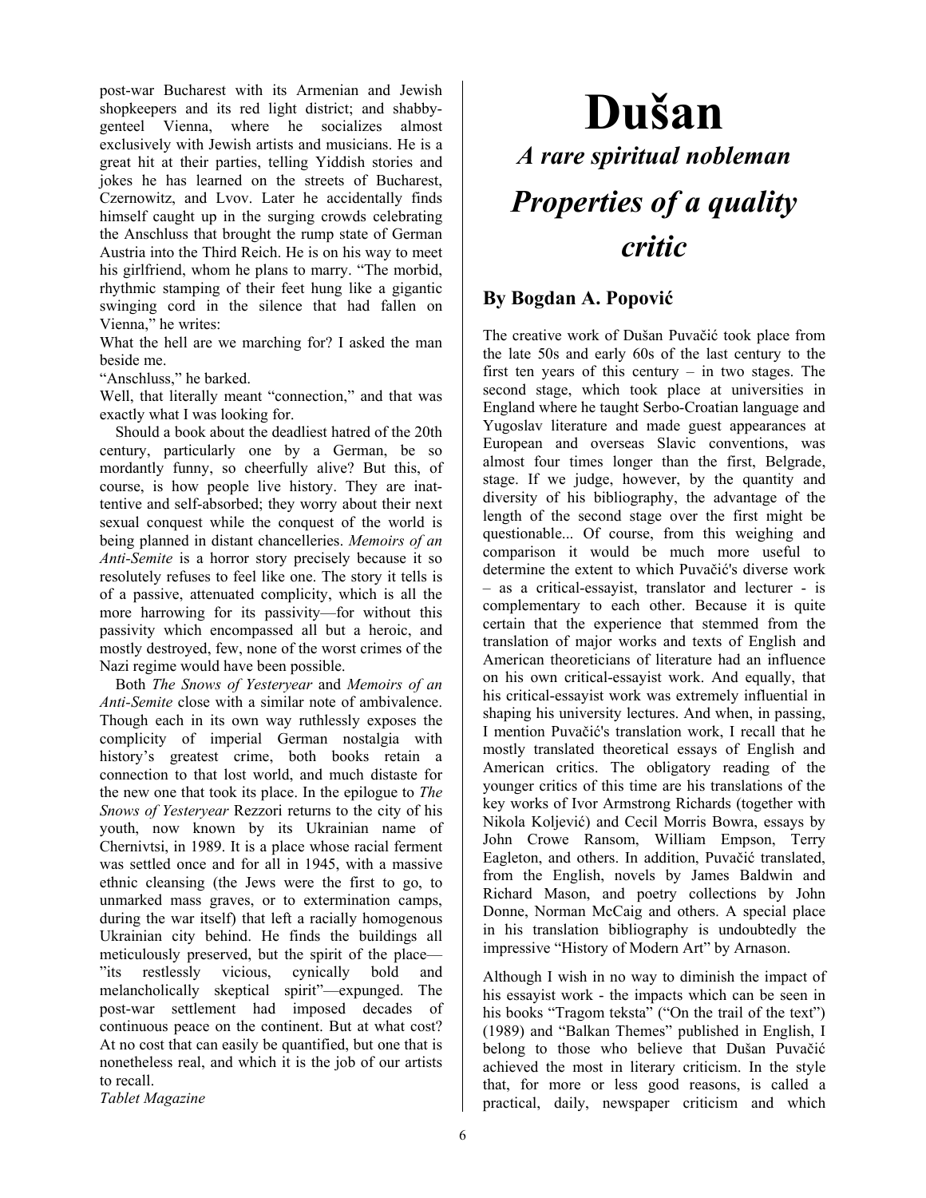post-war Bucharest with its Armenian and Jewish shopkeepers and its red light district; and shabby-genteel Vienna, where he socializes almost exclusively with Jewish artists and musicians. He is a great hit at their parties, telling Yiddish stories and jokes he has learned on the streets of Bucharest, Czernowitz, and Lvov. Later he accidentally finds himself caught up in the surging crowds celebrating the Anschluss that brought the rump state of German Austria into the Third Reich. He is on his way to meet his girlfriend, whom he plans to marry. "The morbid, rhythmic stamping of their feet hung like a gigantic swinging cord in the silence that had fallen on Vienna," he writes:

What the hell are we marching for? I asked the man beside me.

"Anschluss," he barked.

Well, that literally meant "connection," and that was exactly what I was looking for.

Should a book about the deadliest hatred of the 20th century, particularly one by a German, be so mordantly funny, so cheerfully alive? But this, of course, is how people live history. They are inattentive and self-absorbed; they worry about their next sexual conquest while the conquest of the world is being planned in distant chancelleries. *Memoirs of an Anti-Semite* is a horror story precisely because it so resolutely refuses to feel like one. The story it tells is of a passive, attenuated complicity, which is all the more harrowing for its passivity—for without this passivity which encompassed all but a heroic, and mostly destroyed, few, none of the worst crimes of the Nazi regime would have been possible.

Both *The Snows of Yesteryear* and *Memoirs of an Anti-Semite* close with a similar note of ambivalence. Though each in its own way ruthlessly exposes the complicity of imperial German nostalgia with history's greatest crime, both books retain a connection to that lost world, and much distaste for the new one that took its place. In the epilogue to *The Snows of Yesteryear* Rezzori returns to the city of his youth, now known by its Ukrainian name of Chernivtsi, in 1989. It is a place whose racial ferment was settled once and for all in 1945, with a massive ethnic cleansing (the Jews were the first to go, to unmarked mass graves, or to extermination camps, during the war itself) that left a racially homogenous Ukrainian city behind. He finds the buildings all meticulously preserved, but the spirit of the place—"its restlessly vicious, cynically bold and melancholically skeptical spirit"—expunged. The post-war settlement had imposed decades of continuous peace on the continent. But at what cost? At no cost that can easily be quantified, but one that is nonetheless real, and which it is the job of our artists to recall.

*Tablet Magazine*

# Dušan

## *A rare spiritual nobleman*

## *Properties of a quality critic*

### By Bogdan A. Popović

The creative work of Dušan Puvačić took place from the late 50s and early 60s of the last century to the first ten years of this century – in two stages. The second stage, which took place at universities in England where he taught Serbo-Croatian language and Yugoslav literature and made guest appearances at European and overseas Slavic conventions, was almost four times longer than the first, Belgrade, stage. If we judge, however, by the quantity and diversity of his bibliography, the advantage of the length of the second stage over the first might be questionable... Of course, from this weighing and comparison it would be much more useful to determine the extent to which Puvačić's diverse work – as a critical-essayist, translator and lecturer - is complementary to each other. Because it is quite certain that the experience that stemmed from the translation of major works and texts of English and American theoreticians of literature had an influence on his own critical-essayist work. And equally, that his critical-essayist work was extremely influential in shaping his university lectures. And when, in passing, I mention Puvačić's translation work, I recall that he mostly translated theoretical essays of English and American critics. The obligatory reading of the younger critics of this time are his translations of the key works of Ivor Armstrong Richards (together with Nikola Koljević) and Cecil Morris Bowra, essays by John Crowe Ransom, William Empson, Terry Eagleton, and others. In addition, Puvačić translated, from the English, novels by James Baldwin and Richard Mason, and poetry collections by John Donne, Norman McCaig and others. A special place in his translation bibliography is undoubtedly the impressive "History of Modern Art" by Arnason.

Although I wish in no way to diminish the impact of his essayist work - the impacts which can be seen in his books "Tragom teksta" ("On the trail of the text") (1989) and "Balkan Themes" published in English, I belong to those who believe that Dušan Puvačić achieved the most in literary criticism. In the style that, for more or less good reasons, is called a practical, daily, newspaper criticism and which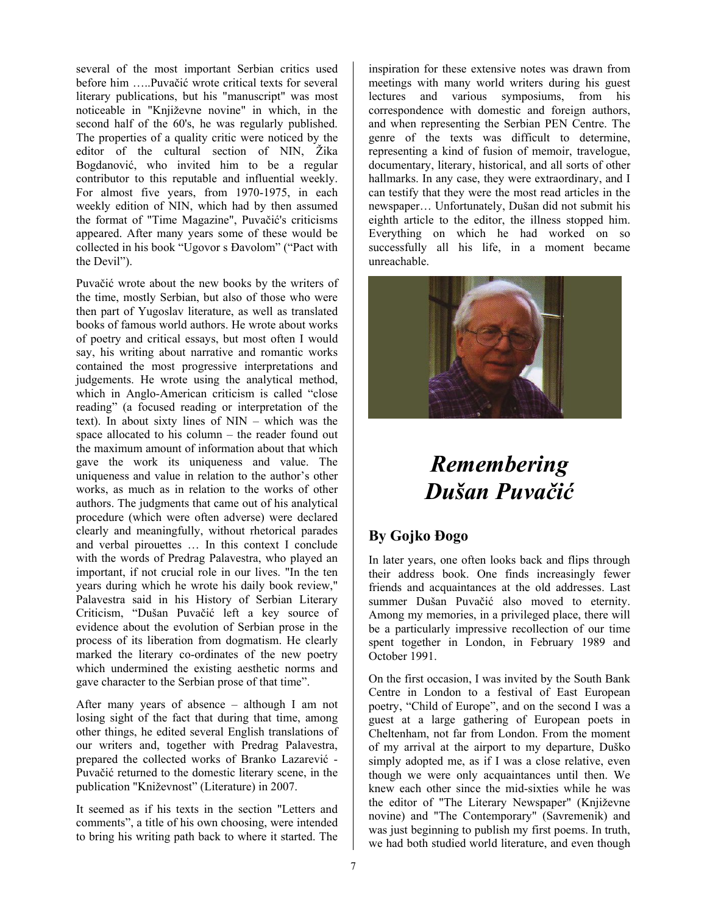several of the most important Serbian critics used before him …..Puvačić wrote critical texts for several literary publications, but his "manuscript" was most noticeable in "Književne novine" in which, in the second half of the 60's, he was regularly published. The properties of a quality critic were noticed by the editor of the cultural section of NIN, Žika Bogdanović, who invited him to be a regular contributor to this reputable and influential weekly. For almost five years, from 1970-1975, in each weekly edition of NIN, which had by then assumed the format of "Time Magazine", Puvačić's criticisms appeared. After many years some of these would be collected in his book "Ugovor s Đavolom" ("Pact with the Devil").

Puvačić wrote about the new books by the writers of the time, mostly Serbian, but also of those who were then part of Yugoslav literature, as well as translated books of famous world authors. He wrote about works of poetry and critical essays, but most often I would say, his writing about narrative and romantic works contained the most progressive interpretations and judgements. He wrote using the analytical method, which in Anglo-American criticism is called "close reading" (a focused reading or interpretation of the text). In about sixty lines of NIN – which was the space allocated to his column – the reader found out the maximum amount of information about that which gave the work its uniqueness and value. The uniqueness and value in relation to the author's other works, as much as in relation to the works of other authors. The judgments that came out of his analytical procedure (which were often adverse) were declared clearly and meaningfully, without rhetorical parades and verbal pirouettes … In this context I conclude with the words of Predrag Palavestra, who played an important, if not crucial role in our lives. "In the ten years during which he wrote his daily book review," Palavestra said in his History of Serbian Literary Criticism, "Dušan Puvačić left a key source of evidence about the evolution of Serbian prose in the process of its liberation from dogmatism. He clearly marked the literary co-ordinates of the new poetry which undermined the existing aesthetic norms and gave character to the Serbian prose of that time".

After many years of absence – although I am not losing sight of the fact that during that time, among other things, he edited several English translations of our writers and, together with Predrag Palavestra, prepared the collected works of Branko Lazarević - Puvačić returned to the domestic literary scene, in the publication "Književnost" (Literature) in 2007.

It seemed as if his texts in the section "Letters and comments", a title of his own choosing, were intended to bring his writing path back to where it started. The inspiration for these extensive notes was drawn from meetings with many world writers during his guest lectures and various symposiums, from his correspondence with domestic and foreign authors, and when representing the Serbian PEN Centre. The genre of the texts was difficult to determine, representing a kind of fusion of memoir, travelogue, documentary, literary, historical, and all sorts of other hallmarks. In any case, they were extraordinary, and I can testify that they were the most read articles in the newspaper… Unfortunately, Dušan did not submit his eighth article to the editor, the illness stopped him. Everything on which he had worked on so successfully all his life, in a moment became unreachable.

# *Remembering Dušan Puvačić*

## By Gojko Đogo

In later years, one often looks back and flips through their address book. One finds increasingly fewer friends and acquaintances at the old addresses. Last summer Dušan Puvačić also moved to eternity. Among my memories, in a privileged place, there will be a particularly impressive recollection of our time spent together in London, in February 1989 and October 1991.

On the first occasion, I was invited by the South Bank Centre in London to a festival of East European poetry, "Child of Europe", and on the second I was a guest at a large gathering of European poets in Cheltenham, not far from London. From the moment of my arrival at the airport to my departure, Duško simply adopted me, as if I was a close relative, even though we were only acquaintances until then. We knew each other since the mid-sixties while he was the editor of "The Literary Newspaper" (Književne novine) and "The Contemporary" (Savremenik) and was just beginning to publish my first poems. In truth, we had both studied world literature, and even though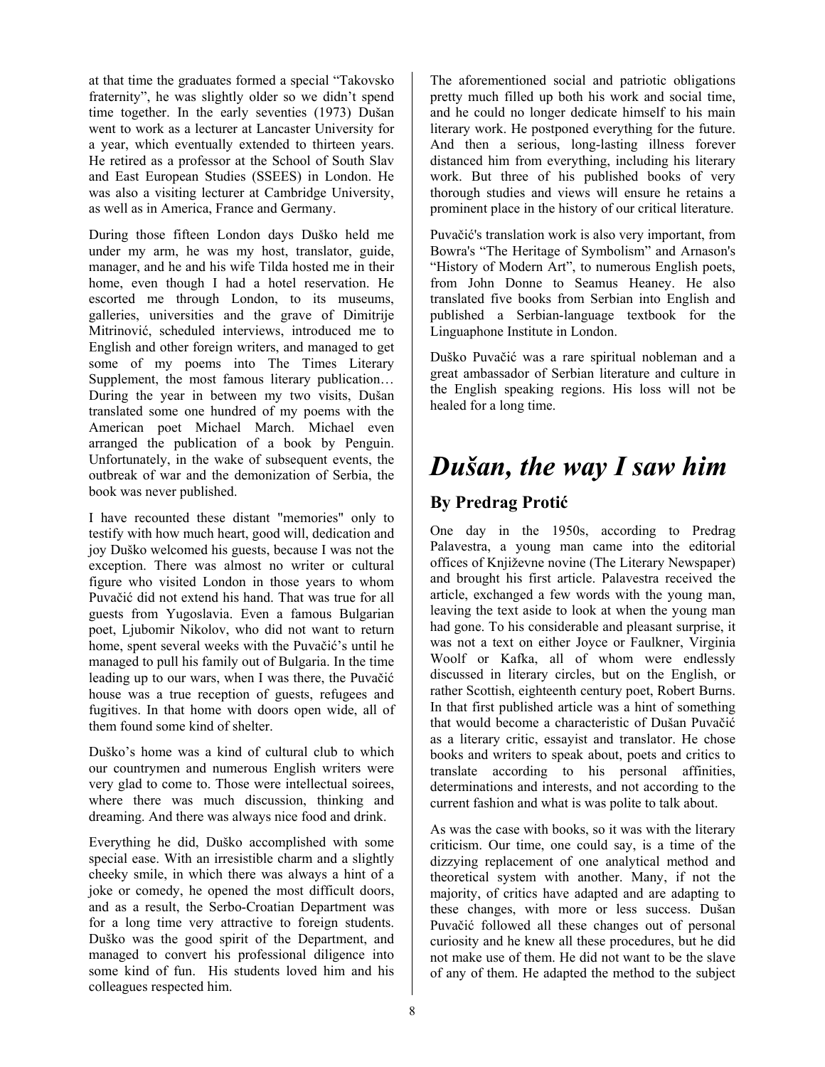at that time the graduates formed a special "Takovsko fraternity", he was slightly older so we didn't spend time together. In the early seventies (1973) Dušan went to work as a lecturer at Lancaster University for a year, which eventually extended to thirteen years. He retired as a professor at the School of South Slav and East European Studies (SSEES) in London. He was also a visiting lecturer at Cambridge University, as well as in America, France and Germany.

During those fifteen London days Duško held me under my arm, he was my host, translator, guide, manager, and he and his wife Tilda hosted me in their home, even though I had a hotel reservation. He escorted me through London, to its museums, galleries, universities and the grave of Dimitrije Mitrinović, scheduled interviews, introduced me to English and other foreign writers, and managed to get some of my poems into The Times Literary Supplement, the most famous literary publication… During the year in between my two visits, Dušan translated some one hundred of my poems with the American poet Michael March. Michael even arranged the publication of a book by Penguin. Unfortunately, in the wake of subsequent events, the outbreak of war and the demonization of Serbia, the book was never published.

I have recounted these distant "memories" only to testify with how much heart, good will, dedication and joy Duško welcomed his guests, because I was not the exception. There was almost no writer or cultural figure who visited London in those years to whom Puvačić did not extend his hand. That was true for all guests from Yugoslavia. Even a famous Bulgarian poet, Ljubomir Nikolov, who did not want to return home, spent several weeks with the Puvačić's until he managed to pull his family out of Bulgaria. In the time leading up to our wars, when I was there, the Puvačić house was a true reception of guests, refugees and fugitives. In that home with doors open wide, all of them found some kind of shelter.

Duško's home was a kind of cultural club to which our countrymen and numerous English writers were very glad to come to. Those were intellectual soirees, where there was much discussion, thinking and dreaming. And there was always nice food and drink.

Everything he did, Duško accomplished with some special ease. With an irresistible charm and a slightly cheeky smile, in which there was always a hint of a joke or comedy, he opened the most difficult doors, and as a result, the Serbo-Croatian Department was for a long time very attractive to foreign students. Duško was the good spirit of the Department, and managed to convert his professional diligence into some kind of fun. His students loved him and his colleagues respected him.

The aforementioned social and patriotic obligations pretty much filled up both his work and social time, and he could no longer dedicate himself to his main literary work. He postponed everything for the future. And then a serious, long-lasting illness forever distanced him from everything, including his literary work. But three of his published books of very thorough studies and views will ensure he retains a prominent place in the history of our critical literature.

Puvačić's translation work is also very important, from Bowra's "The Heritage of Symbolism" and Arnason's "History of Modern Art", to numerous English poets, from John Donne to Seamus Heaney. He also translated five books from Serbian into English and published a Serbian-language textbook for the Linguaphone Institute in London.

Duško Puvačić was a rare spiritual nobleman and a great ambassador of Serbian literature and culture in the English speaking regions. His loss will not be healed for a long time.

# *Dušan, the way I saw him*

## By Predrag Protić

One day in the 1950s, according to Predrag Palavestra, a young man came into the editorial offices of Književne novine (The Literary Newspaper) and brought his first article. Palavestra received the article, exchanged a few words with the young man, leaving the text aside to look at when the young man had gone. To his considerable and pleasant surprise, it was not a text on either Joyce or Faulkner, Virginia Woolf or Kafka, all of whom were endlessly discussed in literary circles, but on the English, or rather Scottish, eighteenth century poet, Robert Burns. In that first published article was a hint of something that would become a characteristic of Dušan Puvačić as a literary critic, essayist and translator. He chose books and writers to speak about, poets and critics to translate according to his personal affinities, determinations and interests, and not according to the current fashion and what is was polite to talk about.

As was the case with books, so it was with the literary criticism. Our time, one could say, is a time of the dizzying replacement of one analytical method and theoretical system with another. Many, if not the majority, of critics have adapted and are adapting to these changes, with more or less success. Dušan Puvačić followed all these changes out of personal curiosity and he knew all these procedures, but he did not make use of them. He did not want to be the slave of any of them. He adapted the method to the subject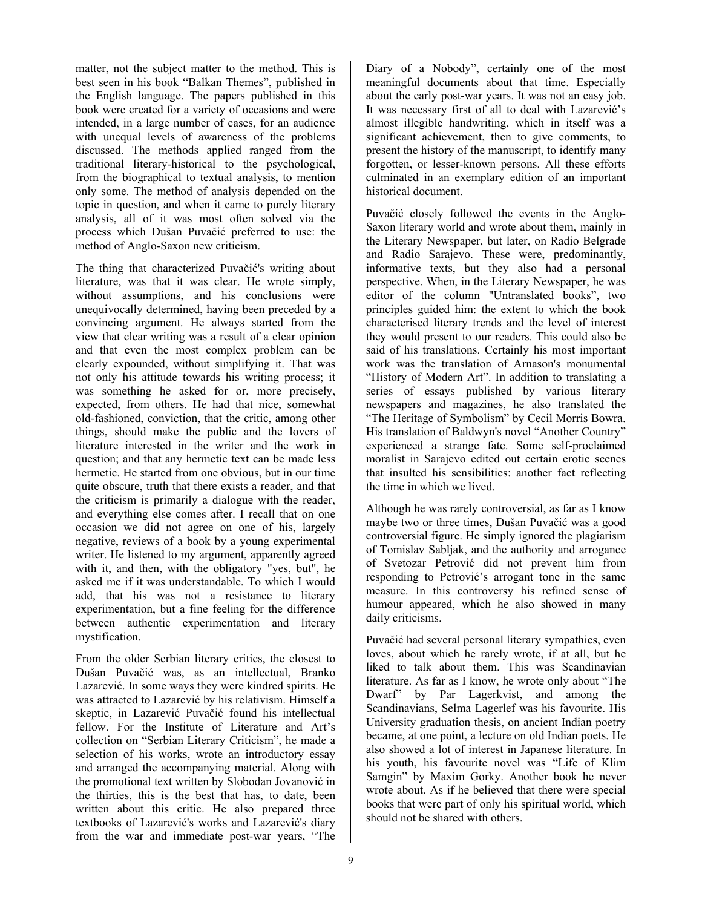matter, not the subject matter to the method. This is best seen in his book "Balkan Themes", published in the English language. The papers published in this book were created for a variety of occasions and were intended, in a large number of cases, for an audience with unequal levels of awareness of the problems discussed. The methods applied ranged from the traditional literary-historical to the psychological, from the biographical to textual analysis, to mention only some. The method of analysis depended on the topic in question, and when it came to purely literary analysis, all of it was most often solved via the process which Dušan Puvačić preferred to use: the method of Anglo-Saxon new criticism.

The thing that characterized Puvačić's writing about literature, was that it was clear. He wrote simply, without assumptions, and his conclusions were unequivocally determined, having been preceded by a convincing argument. He always started from the view that clear writing was a result of a clear opinion and that even the most complex problem can be clearly expounded, without simplifying it. That was not only his attitude towards his writing process; it was something he asked for or, more precisely, expected, from others. He had that nice, somewhat old-fashioned, conviction, that the critic, among other things, should make the public and the lovers of literature interested in the writer and the work in question; and that any hermetic text can be made less hermetic. He started from one obvious, but in our time quite obscure, truth that there exists a reader, and that the criticism is primarily a dialogue with the reader, and everything else comes after. I recall that on one occasion we did not agree on one of his, largely negative, reviews of a book by a young experimental writer. He listened to my argument, apparently agreed with it, and then, with the obligatory "yes, but", he asked me if it was understandable. To which I would add, that his was not a resistance to literary experimentation, but a fine feeling for the difference between authentic experimentation and literary mystification.

From the older Serbian literary critics, the closest to Dušan Puvačić was, as an intellectual, Branko Lazarević. In some ways they were kindred spirits. He was attracted to Lazarević by his relativism. Himself a skeptic, in Lazarević Puvačić found his intellectual fellow. For the Institute of Literature and Art's collection on "Serbian Literary Criticism", he made a selection of his works, wrote an introductory essay and arranged the accompanying material. Along with the promotional text written by Slobodan Jovanović in the thirties, this is the best that has, to date, been written about this critic. He also prepared three textbooks of Lazarević's works and Lazarević's diary from the war and immediate post-war years, "The Diary of a Nobody", certainly one of the most meaningful documents about that time. Especially about the early post-war years. It was not an easy job. It was necessary first of all to deal with Lazarević's almost illegible handwriting, which in itself was a significant achievement, then to give comments, to present the history of the manuscript, to identify many forgotten, or lesser-known persons. All these efforts culminated in an exemplary edition of an important historical document.

Puvačić closely followed the events in the Anglo-Saxon literary world and wrote about them, mainly in the Literary Newspaper, but later, on Radio Belgrade and Radio Sarajevo. These were, predominantly, informative texts, but they also had a personal perspective. When, in the Literary Newspaper, he was editor of the column "Untranslated books", two principles guided him: the extent to which the book characterised literary trends and the level of interest they would present to our readers. This could also be said of his translations. Certainly his most important work was the translation of Arnason's monumental "History of Modern Art". In addition to translating a series of essays published by various literary newspapers and magazines, he also translated the "The Heritage of Symbolism" by Cecil Morris Bowra. His translation of Baldwyn's novel "Another Country" experienced a strange fate. Some self-proclaimed moralist in Sarajevo edited out certain erotic scenes that insulted his sensibilities: another fact reflecting the time in which we lived.

Although he was rarely controversial, as far as I know maybe two or three times, Dušan Puvačić was a good controversial figure. He simply ignored the plagiarism of Tomislav Sabljak, and the authority and arrogance of Svetozar Petrović did not prevent him from responding to Petrović's arrogant tone in the same measure. In this controversy his refined sense of humour appeared, which he also showed in many daily criticisms.

Puvačić had several personal literary sympathies, even loves, about which he rarely wrote, if at all, but he liked to talk about them. This was Scandinavian literature. As far as I know, he wrote only about "The Dwarf" by Par Lagerkvist, and among the Scandinavians, Selma Lagerlef was his favourite. His University graduation thesis, on ancient Indian poetry became, at one point, a lecture on old Indian poets. He also showed a lot of interest in Japanese literature. In his youth, his favourite novel was "Life of Klim Samgin" by Maxim Gorky. Another book he never wrote about. As if he believed that there were special books that were part of only his spiritual world, which should not be shared with others.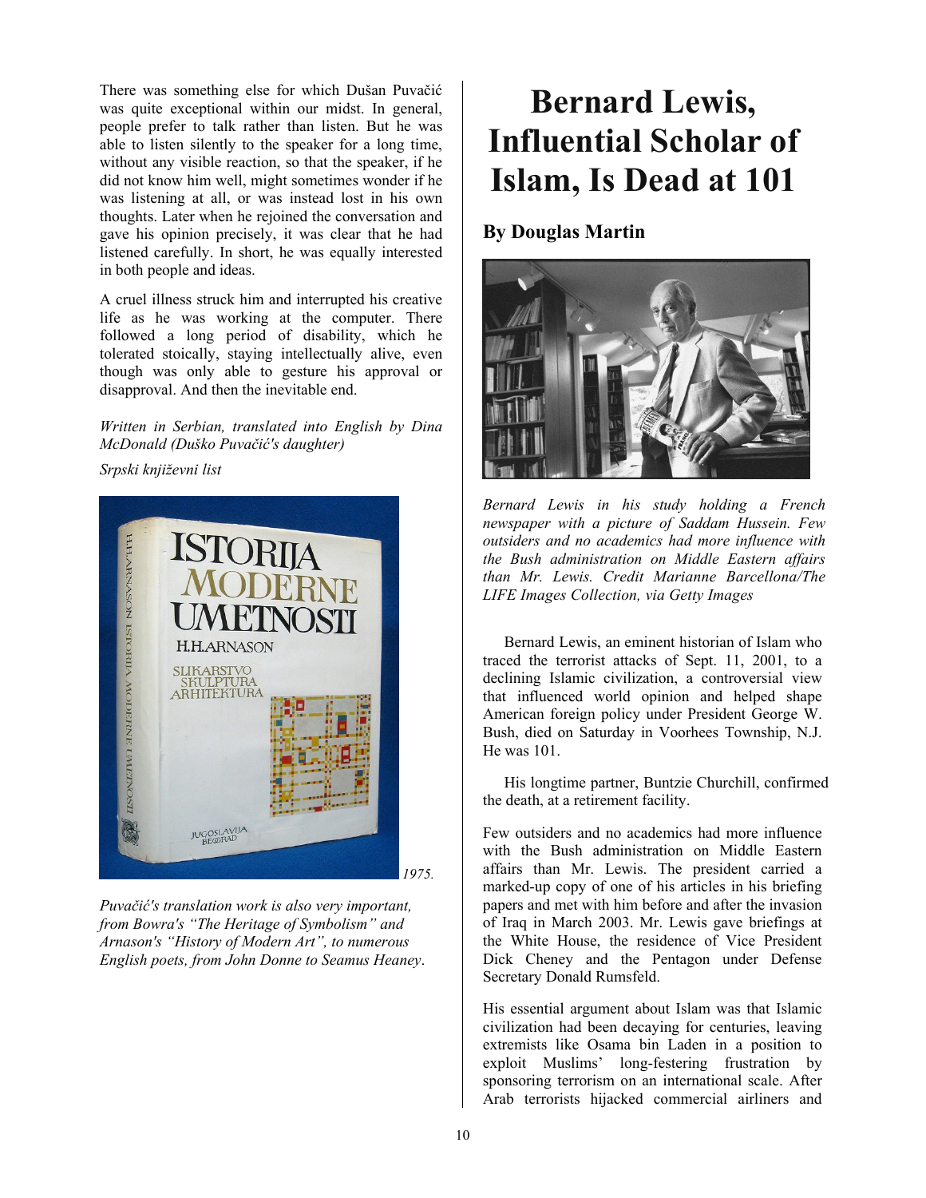There was something else for which Dušan Puvačić was quite exceptional within our midst. In general, people prefer to talk rather than listen. But he was able to listen silently to the speaker for a long time, without any visible reaction, so that the speaker, if he did not know him well, might sometimes wonder if he was listening at all, or was instead lost in his own thoughts. Later when he rejoined the conversation and gave his opinion precisely, it was clear that he had listened carefully. In short, he was equally interested in both people and ideas.

A cruel illness struck him and interrupted his creative life as he was working at the computer. There followed a long period of disability, which he tolerated stoically, staying intellectually alive, even though was only able to gesture his approval or disapproval. And then the inevitable end.

*Written in Serbian, translated into English by Dina McDonald (Duško Puvačić's daughter)*

*Srpski književni list*

*1975.*

*Puvačić's translation work is also very important, from Bowra's "The Heritage of Symbolism" and Arnason's "History of Modern Art", to numerous English poets, from John Donne to Seamus Heaney*.

# Bernard Lewis, Influential Scholar of Islam, Is Dead at 101

## By Douglas Martin

*Bernard Lewis in his study holding a French newspaper with a picture of Saddam Hussein. Few outsiders and no academics had more influence with the Bush administration on Middle Eastern affairs than Mr. Lewis. Credit Marianne Barcellona/The LIFE Images Collection, via Getty Images*

Bernard Lewis, an eminent historian of Islam who traced the terrorist attacks of Sept. 11, 2001, to a declining Islamic civilization, a controversial view that influenced world opinion and helped shape American foreign policy under President George W. Bush, died on Saturday in Voorhees Township, N.J. He was 101.

His longtime partner, Buntzie Churchill, confirmed the death, at a retirement facility.

Few outsiders and no academics had more influence with the Bush administration on Middle Eastern affairs than Mr. Lewis. The president carried a marked-up copy of one of his articles in his briefing papers and met with him before and after the invasion of Iraq in March 2003. Mr. Lewis gave briefings at the White House, the residence of Vice President Dick Cheney and the Pentagon under Defense Secretary Donald Rumsfeld.

His essential argument about Islam was that Islamic civilization had been decaying for centuries, leaving extremists like Osama bin Laden in a position to exploit Muslims' long-festering frustration by sponsoring terrorism on an international scale. After Arab terrorists hijacked commercial airliners and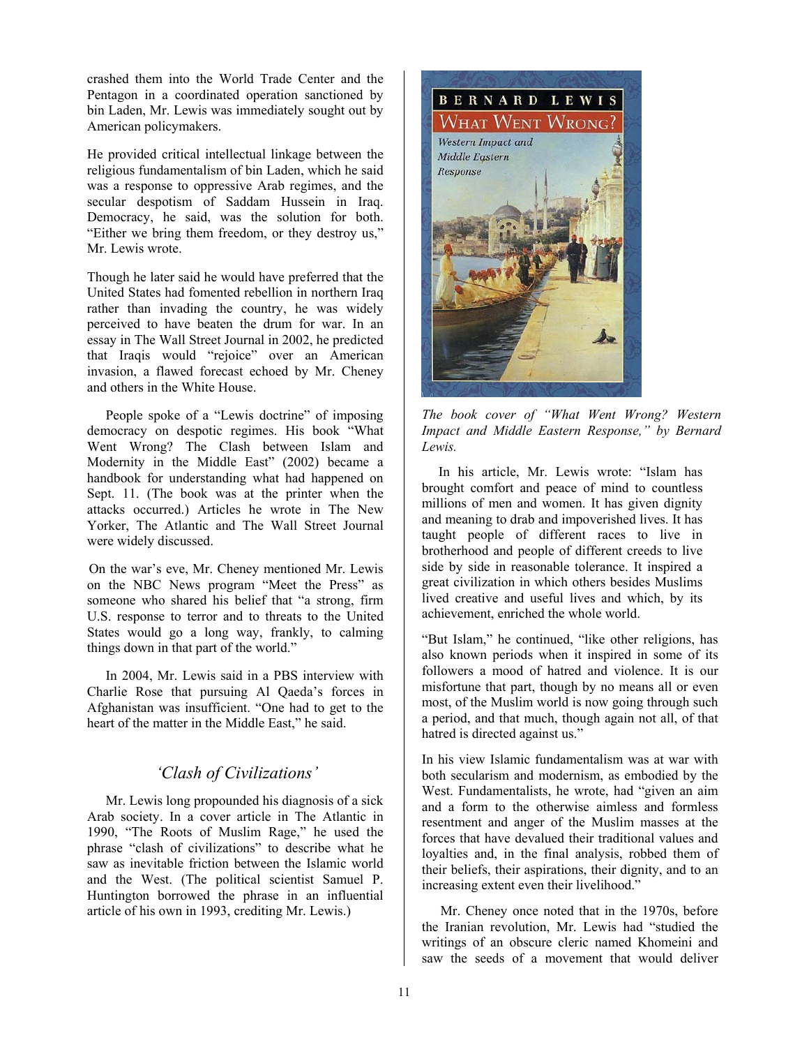crashed them into the World Trade Center and the Pentagon in a coordinated operation sanctioned by bin Laden, Mr. Lewis was immediately sought out by American policymakers.

He provided critical intellectual linkage between the religious fundamentalism of bin Laden, which he said was a response to oppressive Arab regimes, and the secular despotism of Saddam Hussein in Iraq. Democracy, he said, was the solution for both. "Either we bring them freedom, or they destroy us," Mr. Lewis wrote.

Though he later said he would have preferred that the United States had fomented rebellion in northern Iraq rather than invading the country, he was widely perceived to have beaten the drum for war. In an essay in The Wall Street Journal in 2002, he predicted that Iraqis would "rejoice" over an American invasion, a flawed forecast echoed by Mr. Cheney and others in the White House.

People spoke of a "Lewis doctrine" of imposing democracy on despotic regimes. His book "What Went Wrong? The Clash between Islam and Modernity in the Middle East" (2002) became a handbook for understanding what had happened on Sept. 11. (The book was at the printer when the attacks occurred.) Articles he wrote in The New Yorker, The Atlantic and The Wall Street Journal were widely discussed.

On the war's eve, Mr. Cheney mentioned Mr. Lewis on the NBC News program "Meet the Press" as someone who shared his belief that "a strong, firm U.S. response to terror and to threats to the United States would go a long way, frankly, to calming things down in that part of the world."

In 2004, Mr. Lewis said in a PBS interview with Charlie Rose that pursuing Al Qaeda's forces in Afghanistan was insufficient. "One had to get to the heart of the matter in the Middle East," he said.

## *'Clash of Civilizations'*

Mr. Lewis long propounded his diagnosis of a sick Arab society. In a cover article in The Atlantic in 1990, "The Roots of Muslim Rage," he used the phrase "clash of civilizations" to describe what he saw as inevitable friction between the Islamic world and the West. (The political scientist Samuel P. Huntington borrowed the phrase in an influential article of his own in 1993, crediting Mr. Lewis.)

*The book cover of "What Went Wrong? Western Impact and Middle Eastern Response," by Bernard Lewis.*

In his article, Mr. Lewis wrote: "Islam has brought comfort and peace of mind to countless millions of men and women. It has given dignity and meaning to drab and impoverished lives. It has taught people of different races to live in brotherhood and people of different creeds to live side by side in reasonable tolerance. It inspired a great civilization in which others besides Muslims lived creative and useful lives and which, by its achievement, enriched the whole world.

"But Islam," he continued, "like other religions, has also known periods when it inspired in some of its followers a mood of hatred and violence. It is our misfortune that part, though by no means all or even most, of the Muslim world is now going through such a period, and that much, though again not all, of that hatred is directed against us."

In his view Islamic fundamentalism was at war with both secularism and modernism, as embodied by the West. Fundamentalists, he wrote, had "given an aim and a form to the otherwise aimless and formless resentment and anger of the Muslim masses at the forces that have devalued their traditional values and loyalties and, in the final analysis, robbed them of their beliefs, their aspirations, their dignity, and to an increasing extent even their livelihood."

Mr. Cheney once noted that in the 1970s, before the Iranian revolution, Mr. Lewis had "studied the writings of an obscure cleric named Khomeini and saw the seeds of a movement that would deliver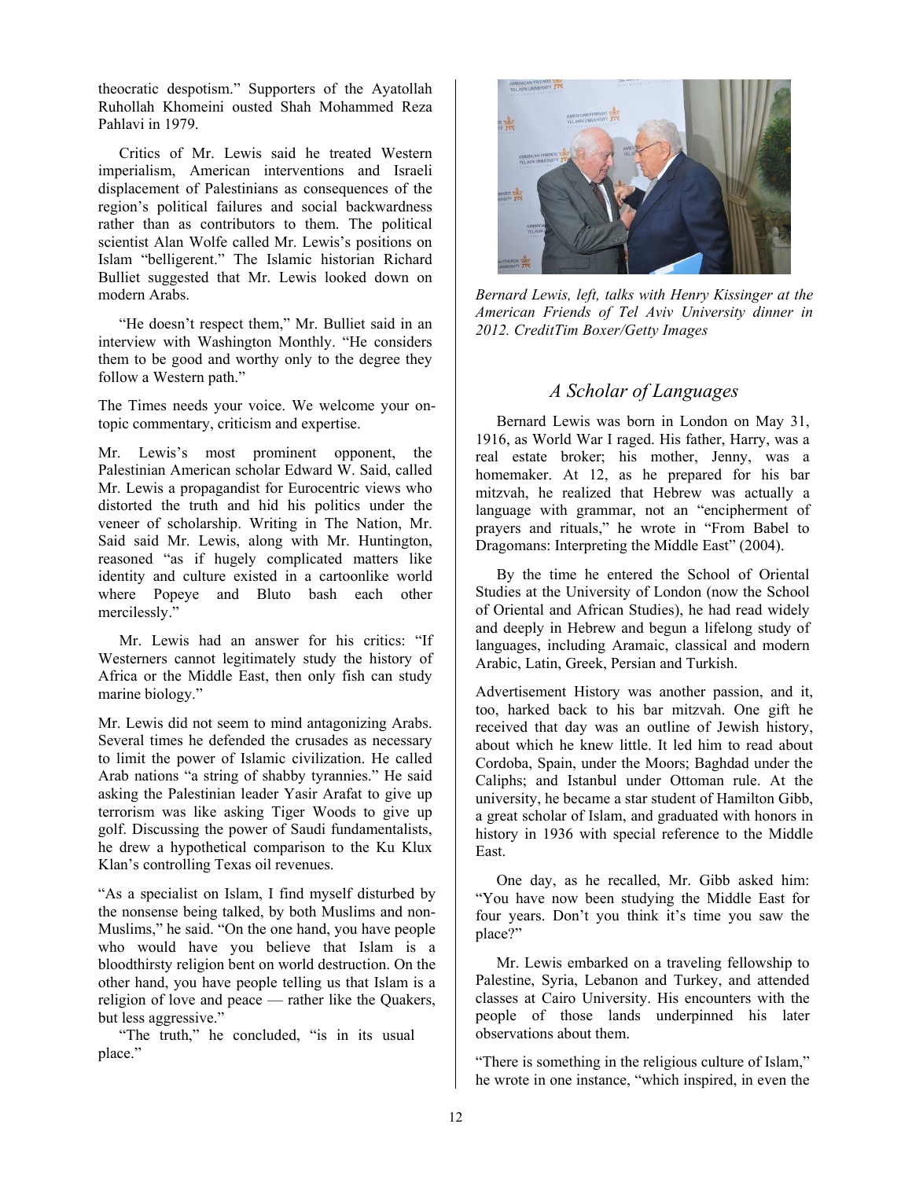theocratic despotism." Supporters of the Ayatollah Ruhollah Khomeini ousted Shah Mohammed Reza Pahlavi in 1979.

Critics of Mr. Lewis said he treated Western imperialism, American interventions and Israeli displacement of Palestinians as consequences of the region's political failures and social backwardness rather than as contributors to them. The political scientist Alan Wolfe called Mr. Lewis's positions on Islam "belligerent." The Islamic historian Richard Bulliet suggested that Mr. Lewis looked down on modern Arabs.

"He doesn't respect them," Mr. Bulliet said in an interview with Washington Monthly. "He considers them to be good and worthy only to the degree they follow a Western path."

The Times needs your voice. We welcome your on-topic commentary, criticism and expertise.

Mr. Lewis's most prominent opponent, the Palestinian American scholar Edward W. Said, called Mr. Lewis a propagandist for Eurocentric views who distorted the truth and hid his politics under the veneer of scholarship. Writing in The Nation, Mr. Said said Mr. Lewis, along with Mr. Huntington, reasoned "as if hugely complicated matters like identity and culture existed in a cartoonlike world where Popeye and Bluto bash each other mercilessly."

Mr. Lewis had an answer for his critics: "If Westerners cannot legitimately study the history of Africa or the Middle East, then only fish can study marine biology."

Mr. Lewis did not seem to mind antagonizing Arabs. Several times he defended the crusades as necessary to limit the power of Islamic civilization. He called Arab nations "a string of shabby tyrannies." He said asking the Palestinian leader Yasir Arafat to give up terrorism was like asking Tiger Woods to give up golf. Discussing the power of Saudi fundamentalists, he drew a hypothetical comparison to the Ku Klux Klan's controlling Texas oil revenues.

"As a specialist on Islam, I find myself disturbed by the nonsense being talked, by both Muslims and non-Muslims," he said. "On the one hand, you have people who would have you believe that Islam is a bloodthirsty religion bent on world destruction. On the other hand, you have people telling us that Islam is a religion of love and peace — rather like the Quakers, but less aggressive."

"The truth," he concluded, "is in its usual place."

*Bernard Lewis, left, talks with Henry Kissinger at the American Friends of Tel Aviv University dinner in 2012. CreditTim Boxer/Getty Images*

## *A Scholar of Languages*

Bernard Lewis was born in London on May 31, 1916, as World War I raged. His father, Harry, was a real estate broker; his mother, Jenny, was a homemaker. At 12, as he prepared for his bar mitzvah, he realized that Hebrew was actually a language with grammar, not an "encipherment of prayers and rituals," he wrote in "From Babel to Dragomans: Interpreting the Middle East" (2004).

By the time he entered the School of Oriental Studies at the University of London (now the School of Oriental and African Studies), he had read widely and deeply in Hebrew and begun a lifelong study of languages, including Aramaic, classical and modern Arabic, Latin, Greek, Persian and Turkish.

Advertisement History was another passion, and it, too, harked back to his bar mitzvah. One gift he received that day was an outline of Jewish history, about which he knew little. It led him to read about Cordoba, Spain, under the Moors; Baghdad under the Caliphs; and Istanbul under Ottoman rule. At the university, he became a star student of Hamilton Gibb, a great scholar of Islam, and graduated with honors in history in 1936 with special reference to the Middle East.

One day, as he recalled, Mr. Gibb asked him: "You have now been studying the Middle East for four years. Don't you think it's time you saw the place?"

Mr. Lewis embarked on a traveling fellowship to Palestine, Syria, Lebanon and Turkey, and attended classes at Cairo University. His encounters with the people of those lands underpinned his later observations about them.

"There is something in the religious culture of Islam," he wrote in one instance, "which inspired, in even the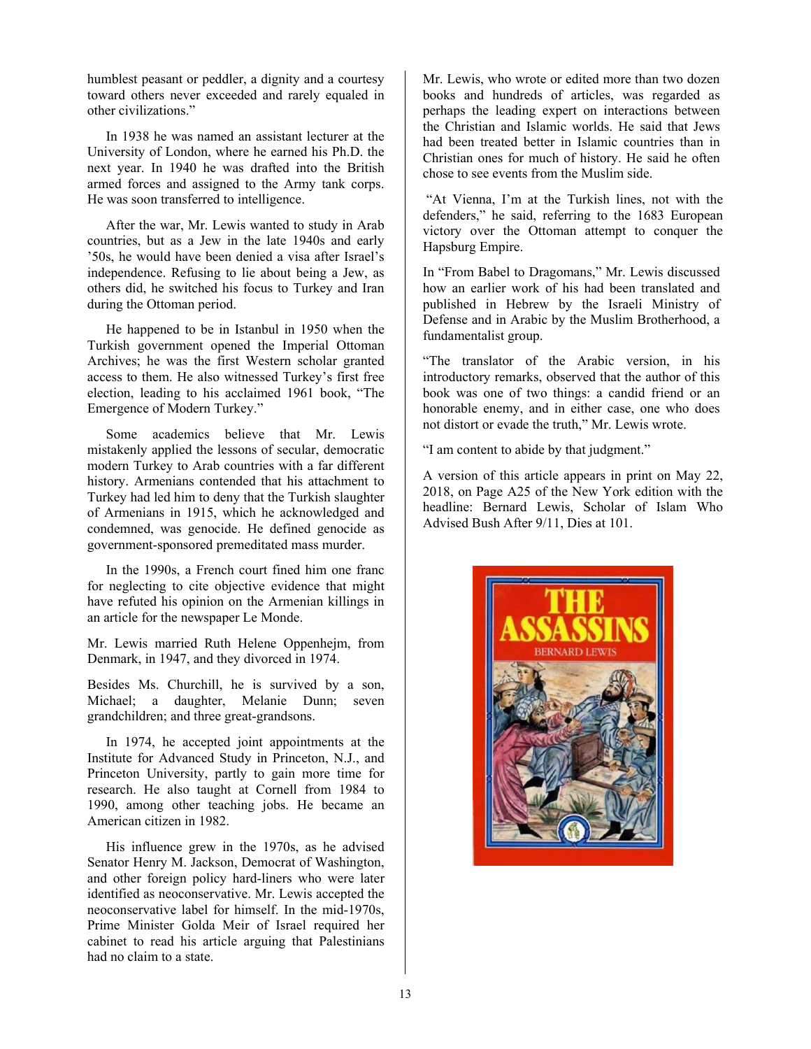humblest peasant or peddler, a dignity and a courtesy toward others never exceeded and rarely equaled in other civilizations."

In 1938 he was named an assistant lecturer at the University of London, where he earned his Ph.D. the next year. In 1940 he was drafted into the British armed forces and assigned to the Army tank corps. He was soon transferred to intelligence.

After the war, Mr. Lewis wanted to study in Arab countries, but as a Jew in the late 1940s and early '50s, he would have been denied a visa after Israel's independence. Refusing to lie about being a Jew, as others did, he switched his focus to Turkey and Iran during the Ottoman period.

He happened to be in Istanbul in 1950 when the Turkish government opened the Imperial Ottoman Archives; he was the first Western scholar granted access to them. He also witnessed Turkey's first free election, leading to his acclaimed 1961 book, "The Emergence of Modern Turkey."

Some academics believe that Mr. Lewis mistakenly applied the lessons of secular, democratic modern Turkey to Arab countries with a far different history. Armenians contended that his attachment to Turkey had led him to deny that the Turkish slaughter of Armenians in 1915, which he acknowledged and condemned, was genocide. He defined genocide as government-sponsored premeditated mass murder.

In the 1990s, a French court fined him one franc for neglecting to cite objective evidence that might have refuted his opinion on the Armenian killings in an article for the newspaper Le Monde.

Mr. Lewis married Ruth Helene Oppenhejm, from Denmark, in 1947, and they divorced in 1974.

Besides Ms. Churchill, he is survived by a son, Michael; a daughter, Melanie Dunn; seven grandchildren; and three great-grandsons.

In 1974, he accepted joint appointments at the Institute for Advanced Study in Princeton, N.J., and Princeton University, partly to gain more time for research. He also taught at Cornell from 1984 to 1990, among other teaching jobs. He became an American citizen in 1982.

His influence grew in the 1970s, as he advised Senator Henry M. Jackson, Democrat of Washington, and other foreign policy hard-liners who were later identified as neoconservative. Mr. Lewis accepted the neoconservative label for himself. In the mid-1970s, Prime Minister Golda Meir of Israel required her cabinet to read his article arguing that Palestinians had no claim to a state.

Mr. Lewis, who wrote or edited more than two dozen books and hundreds of articles, was regarded as perhaps the leading expert on interactions between the Christian and Islamic worlds. He said that Jews had been treated better in Islamic countries than in Christian ones for much of history. He said he often chose to see events from the Muslim side.

"At Vienna, I'm at the Turkish lines, not with the defenders," he said, referring to the 1683 European victory over the Ottoman attempt to conquer the Hapsburg Empire.

In "From Babel to Dragomans," Mr. Lewis discussed how an earlier work of his had been translated and published in Hebrew by the Israeli Ministry of Defense and in Arabic by the Muslim Brotherhood, a fundamentalist group.

"The translator of the Arabic version, in his introductory remarks, observed that the author of this book was one of two things: a candid friend or an honorable enemy, and in either case, one who does not distort or evade the truth," Mr. Lewis wrote.

"I am content to abide by that judgment."

A version of this article appears in print on May 22, 2018, on Page A25 of the New York edition with the headline: Bernard Lewis, Scholar of Islam Who Advised Bush After 9/11, Dies at 101.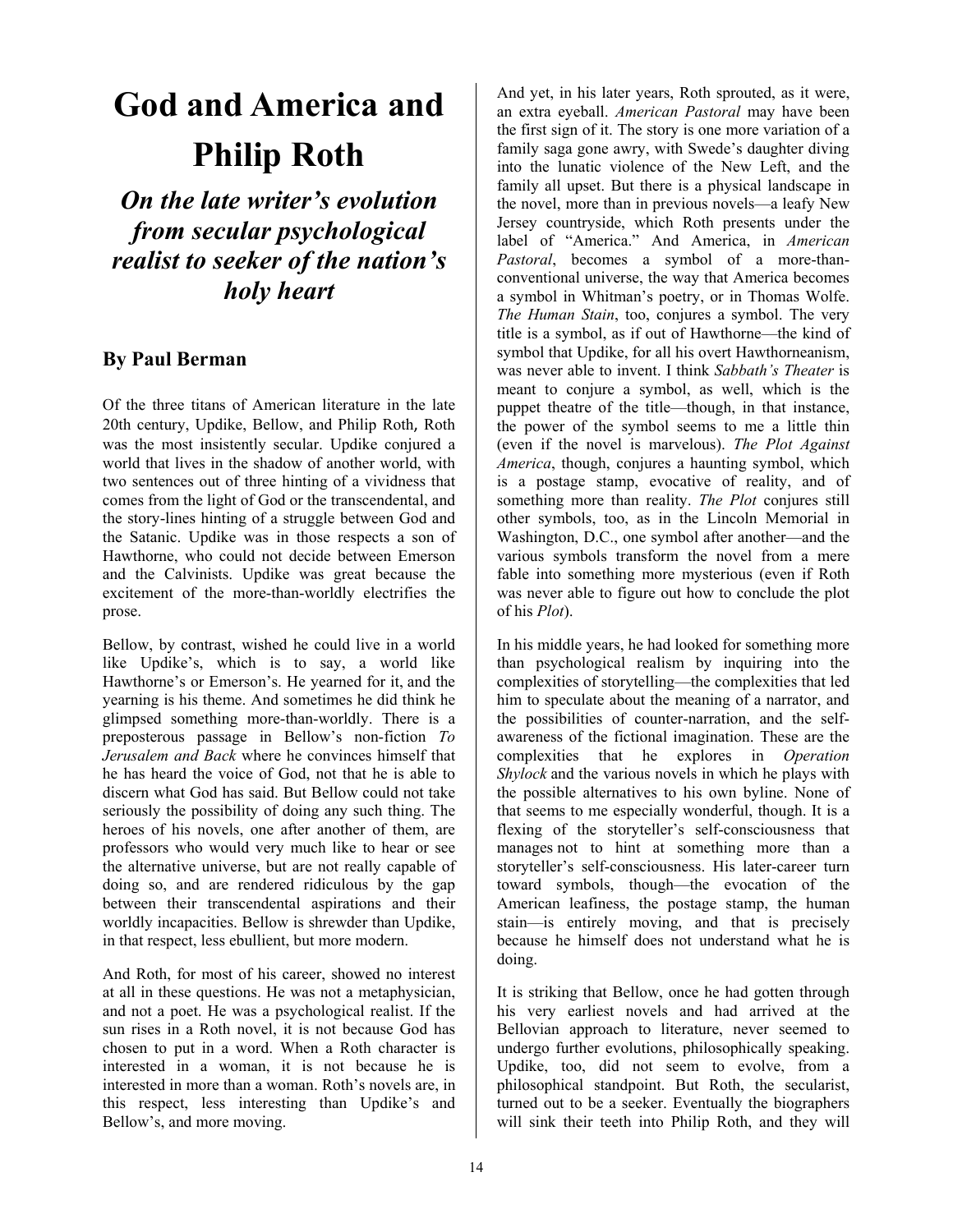# God and America and Philip Roth

## *On the late writer's evolution from secular psychological realist to seeker of the nation's holy heart*

### By Paul Berman

Of the three titans of American literature in the late 20th century, Updike, Bellow, and Philip Roth, Roth was the most insistently secular. Updike conjured a world that lives in the shadow of another world, with two sentences out of three hinting of a vividness that comes from the light of God or the transcendental, and the story-lines hinting of a struggle between God and the Satanic. Updike was in those respects a son of Hawthorne, who could not decide between Emerson and the Calvinists. Updike was great because the excitement of the more-than-worldly electrifies the prose.

Bellow, by contrast, wished he could live in a world like Updike's, which is to say, a world like Hawthorne's or Emerson's. He yearned for it, and the yearning is his theme. And sometimes he did think he glimpsed something more-than-worldly. There is a preposterous passage in Bellow's non-fiction *To Jerusalem and Back* where he convinces himself that he has heard the voice of God, not that he is able to discern what God has said. But Bellow could not take seriously the possibility of doing any such thing. The heroes of his novels, one after another of them, are professors who would very much like to hear or see the alternative universe, but are not really capable of doing so, and are rendered ridiculous by the gap between their transcendental aspirations and their worldly incapacities. Bellow is shrewder than Updike, in that respect, less ebullient, but more modern.

And Roth, for most of his career, showed no interest at all in these questions. He was not a metaphysician, and not a poet. He was a psychological realist. If the sun rises in a Roth novel, it is not because God has chosen to put in a word. When a Roth character is interested in a woman, it is not because he is interested in more than a woman. Roth's novels are, in this respect, less interesting than Updike's and Bellow's, and more moving.

And yet, in his later years, Roth sprouted, as it were, an extra eyeball. *American Pastoral* may have been the first sign of it. The story is one more variation of a family saga gone awry, with Swede's daughter diving into the lunatic violence of the New Left, and the family all upset. But there is a physical landscape in the novel, more than in previous novels—a leafy New Jersey countryside, which Roth presents under the label of "America." And America, in *American Pastoral*, becomes a symbol of a more-than-conventional universe, the way that America becomes a symbol in Whitman's poetry, or in Thomas Wolfe. *The Human Stain*, too, conjures a symbol. The very title is a symbol, as if out of Hawthorne—the kind of symbol that Updike, for all his overt Hawthorneanism, was never able to invent. I think *Sabbath's Theater* is meant to conjure a symbol, as well, which is the puppet theatre of the title—though, in that instance, the power of the symbol seems to me a little thin (even if the novel is marvelous). *The Plot Against America*, though, conjures a haunting symbol, which is a postage stamp, evocative of reality, and of something more than reality. *The Plot* conjures still other symbols, too, as in the Lincoln Memorial in Washington, D.C., one symbol after another—and the various symbols transform the novel from a mere fable into something more mysterious (even if Roth was never able to figure out how to conclude the plot of his *Plot*).

In his middle years, he had looked for something more than psychological realism by inquiring into the complexities of storytelling—the complexities that led him to speculate about the meaning of a narrator, and the possibilities of counter-narration, and the self-awareness of the fictional imagination. These are the complexities that he explores in *Operation Shylock* and the various novels in which he plays with the possible alternatives to his own byline. None of that seems to me especially wonderful, though. It is a flexing of the storyteller's self-consciousness that manages not to hint at something more than a storyteller's self-consciousness. His later-career turn toward symbols, though—the evocation of the American leafiness, the postage stamp, the human stain—is entirely moving, and that is precisely because he himself does not understand what he is doing.

It is striking that Bellow, once he had gotten through his very earliest novels and had arrived at the Bellovian approach to literature, never seemed to undergo further evolutions, philosophically speaking. Updike, too, did not seem to evolve, from a philosophical standpoint. But Roth, the secularist, turned out to be a seeker. Eventually the biographers will sink their teeth into Philip Roth, and they will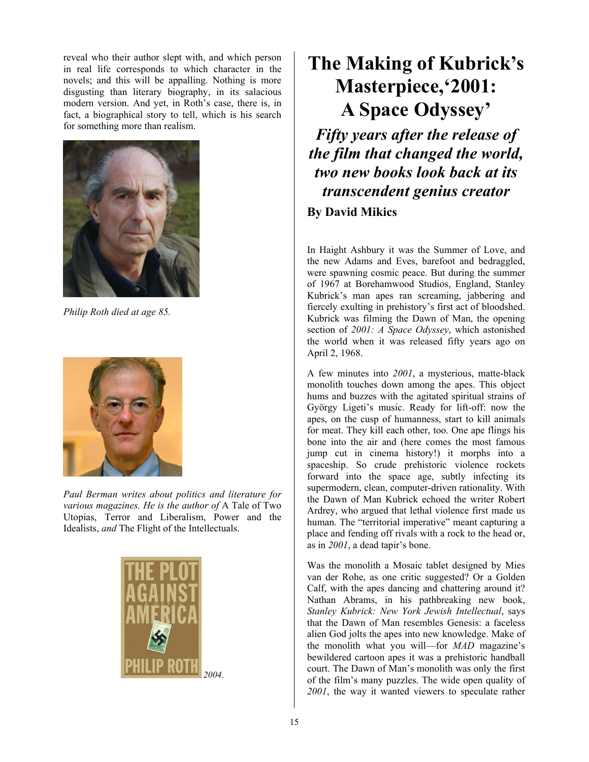reveal who their author slept with, and which person in real life corresponds to which character in the novels; and this will be appalling. Nothing is more disgusting than literary biography, in its salacious modern version. And yet, in Roth's case, there is, in fact, a biographical story to tell, which is his search for something more than realism.

*Philip Roth died at age 85.*

*Paul Berman writes about politics and literature for various magazines. He is the author of* A Tale of Two Utopias, Terror and Liberalism, Power and the Idealists, *and* The Flight of the Intellectuals.

2004.

# The Making of Kubrick's Masterpiece,'2001: A Space Odyssey'

## *Fifty years after the release of the film that changed the world, two new books look back at its transcendent genius creator*

**By David Mikics**

In Haight Ashbury it was the Summer of Love, and the new Adams and Eves, barefoot and bedraggled, were spawning cosmic peace. But during the summer of 1967 at Borehamwood Studios, England, Stanley Kubrick's man apes ran screaming, jabbering and fiercely exulting in prehistory's first act of bloodshed. Kubrick was filming the Dawn of Man, the opening section of *2001: A Space Odyssey*, which astonished the world when it was released fifty years ago on April 2, 1968.

A few minutes into *2001*, a mysterious, matte-black monolith touches down among the apes. This object hums and buzzes with the agitated spiritual strains of György Ligeti's music. Ready for lift-off: now the apes, on the cusp of humanness, start to kill animals for meat. They kill each other, too. One ape flings his bone into the air and (here comes the most famous jump cut in cinema history!) it morphs into a spaceship. So crude prehistoric violence rockets forward into the space age, subtly infecting its supermodern, clean, computer-driven rationality. With the Dawn of Man Kubrick echoed the writer Robert Ardrey, who argued that lethal violence first made us human. The "territorial imperative" meant capturing a place and fending off rivals with a rock to the head or, as in *2001*, a dead tapir's bone.

Was the monolith a Mosaic tablet designed by Mies van der Rohe, as one critic suggested? Or a Golden Calf, with the apes dancing and chattering around it? Nathan Abrams, in his pathbreaking new book, *Stanley Kubrick: New York Jewish Intellectual*, says that the Dawn of Man resembles Genesis: a faceless alien God jolts the apes into new knowledge. Make of the monolith what you will—for *MAD* magazine's bewildered cartoon apes it was a prehistoric handball court. The Dawn of Man's monolith was only the first of the film's many puzzles. The wide open quality of *2001*, the way it wanted viewers to speculate rather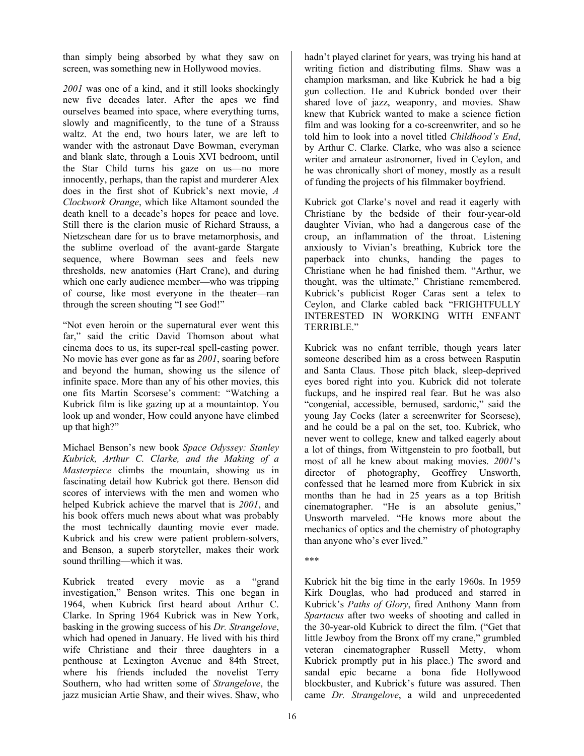than simply being absorbed by what they saw on screen, was something new in Hollywood movies.

*2001* was one of a kind, and it still looks shockingly new five decades later. After the apes we find ourselves beamed into space, where everything turns, slowly and magnificently, to the tune of a Strauss waltz. At the end, two hours later, we are left to wander with the astronaut Dave Bowman, everyman and blank slate, through a Louis XVI bedroom, until the Star Child turns his gaze on us—no more innocently, perhaps, than the rapist and murderer Alex does in the first shot of Kubrick's next movie, *A Clockwork Orange*, which like Altamont sounded the death knell to a decade's hopes for peace and love. Still there is the clarion music of Richard Strauss, a Nietzschean dare for us to brave metamorphosis, and the sublime overload of the avant-garde Stargate sequence, where Bowman sees and feels new thresholds, new anatomies (Hart Crane), and during which one early audience member—who was tripping of course, like most everyone in the theater—ran through the screen shouting "I see God!"

"Not even heroin or the supernatural ever went this far," said the critic David Thomson about what cinema does to us, its super-real spell-casting power. No movie has ever gone as far as *2001*, soaring before and beyond the human, showing us the silence of infinite space. More than any of his other movies, this one fits Martin Scorsese's comment: "Watching a Kubrick film is like gazing up at a mountaintop. You look up and wonder, How could anyone have climbed up that high?"

Michael Benson's new book *Space Odyssey: Stanley Kubrick, Arthur C. Clarke, and the Making of a Masterpiece* climbs the mountain, showing us in fascinating detail how Kubrick got there. Benson did scores of interviews with the men and women who helped Kubrick achieve the marvel that is *2001*, and his book offers much news about what was probably the most technically daunting movie ever made. Kubrick and his crew were patient problem-solvers, and Benson, a superb storyteller, makes their work sound thrilling—which it was.

Kubrick treated every movie as a "grand investigation," Benson writes. This one began in 1964, when Kubrick first heard about Arthur C. Clarke. In Spring 1964 Kubrick was in New York, basking in the growing success of his *Dr. Strangelove*, which had opened in January. He lived with his third wife Christiane and their three daughters in a penthouse at Lexington Avenue and 84th Street, where his friends included the novelist Terry Southern, who had written some of *Strangelove*, the jazz musician Artie Shaw, and their wives. Shaw, who hadn't played clarinet for years, was trying his hand at writing fiction and distributing films. Shaw was a champion marksman, and like Kubrick he had a big gun collection. He and Kubrick bonded over their shared love of jazz, weaponry, and movies. Shaw knew that Kubrick wanted to make a science fiction film and was looking for a co-screenwriter, and so he told him to look into a novel titled *Childhood's End*, by Arthur C. Clarke. Clarke, who was also a science writer and amateur astronomer, lived in Ceylon, and he was chronically short of money, mostly as a result of funding the projects of his filmmaker boyfriend.

Kubrick got Clarke's novel and read it eagerly with Christiane by the bedside of their four-year-old daughter Vivian, who had a dangerous case of the croup, an inflammation of the throat. Listening anxiously to Vivian's breathing, Kubrick tore the paperback into chunks, handing the pages to Christiane when he had finished them. "Arthur, we thought, was the ultimate," Christiane remembered. Kubrick's publicist Roger Caras sent a telex to Ceylon, and Clarke cabled back "FRIGHTFULLY INTERESTED IN WORKING WITH ENFANT TERRIBLE."

Kubrick was no enfant terrible, though years later someone described him as a cross between Rasputin and Santa Claus. Those pitch black, sleep-deprived eyes bored right into you. Kubrick did not tolerate fuckups, and he inspired real fear. But he was also "congenial, accessible, bemused, sardonic," said the young Jay Cocks (later a screenwriter for Scorsese), and he could be a pal on the set, too. Kubrick, who never went to college, knew and talked eagerly about a lot of things, from Wittgenstein to pro football, but most of all he knew about making movies. *2001*'s director of photography, Geoffrey Unsworth, confessed that he learned more from Kubrick in six months than he had in 25 years as a top British cinematographer. "He is an absolute genius," Unsworth marveled. "He knows more about the mechanics of optics and the chemistry of photography than anyone who's ever lived."

\*\*\*

Kubrick hit the big time in the early 1960s. In 1959 Kirk Douglas, who had produced and starred in Kubrick's *Paths of Glory*, fired Anthony Mann from *Spartacus* after two weeks of shooting and called in the 30-year-old Kubrick to direct the film. ("Get that little Jewboy from the Bronx off my crane," grumbled veteran cinematographer Russell Metty, whom Kubrick promptly put in his place.) The sword and sandal epic became a bona fide Hollywood blockbuster, and Kubrick's future was assured. Then came *Dr. Strangelove*, a wild and unprecedented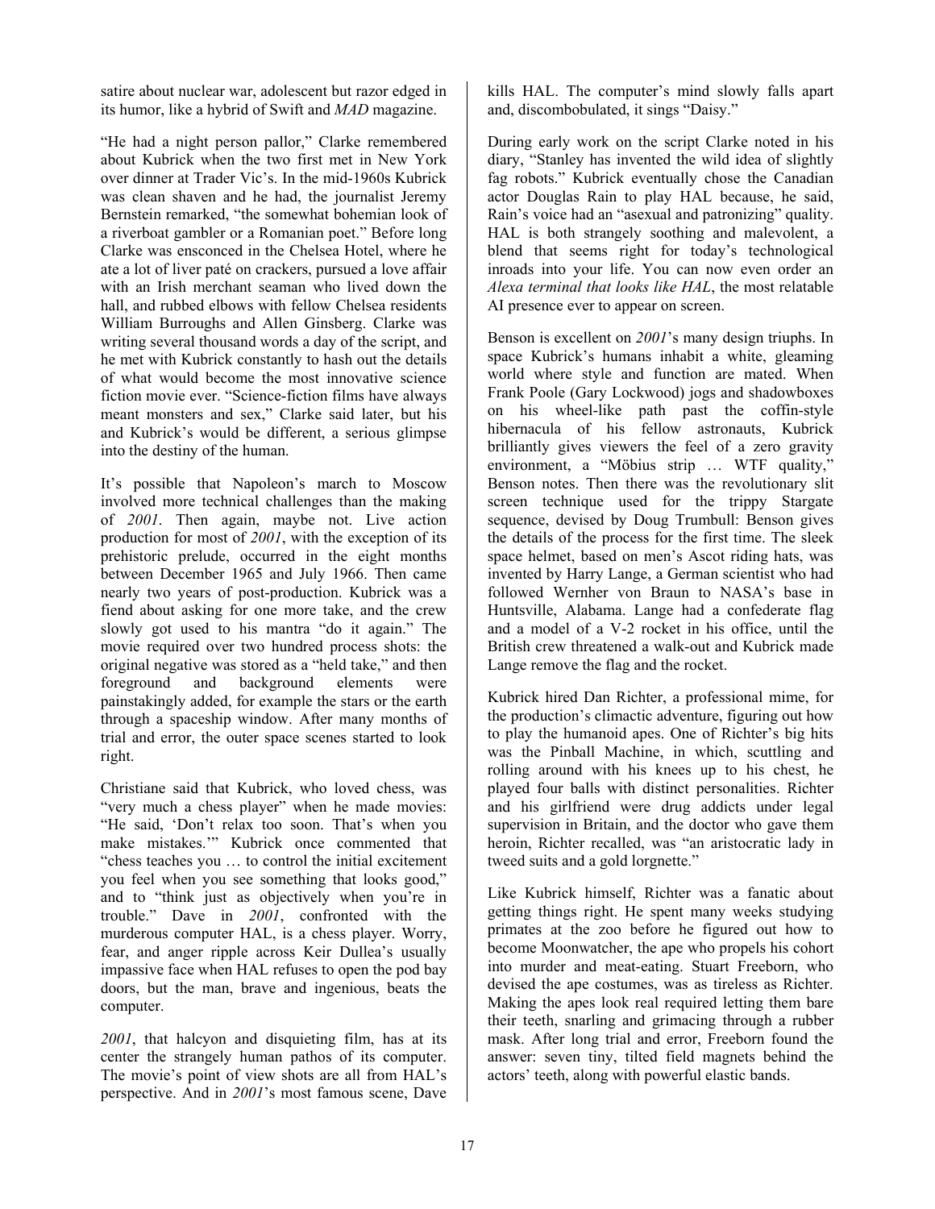satire about nuclear war, adolescent but razor edged in its humor, like a hybrid of Swift and *MAD* magazine.

"He had a night person pallor," Clarke remembered about Kubrick when the two first met in New York over dinner at Trader Vic's. In the mid-1960s Kubrick was clean shaven and he had, the journalist Jeremy Bernstein remarked, "the somewhat bohemian look of a riverboat gambler or a Romanian poet." Before long Clarke was ensconced in the Chelsea Hotel, where he ate a lot of liver paté on crackers, pursued a love affair with an Irish merchant seaman who lived down the hall, and rubbed elbows with fellow Chelsea residents William Burroughs and Allen Ginsberg. Clarke was writing several thousand words a day of the script, and he met with Kubrick constantly to hash out the details of what would become the most innovative science fiction movie ever. "Science-fiction films have always meant monsters and sex," Clarke said later, but his and Kubrick's would be different, a serious glimpse into the destiny of the human.

It's possible that Napoleon's march to Moscow involved more technical challenges than the making of *2001*. Then again, maybe not. Live action production for most of *2001*, with the exception of its prehistoric prelude, occurred in the eight months between December 1965 and July 1966. Then came nearly two years of post-production. Kubrick was a fiend about asking for one more take, and the crew slowly got used to his mantra "do it again." The movie required over two hundred process shots: the original negative was stored as a "held take," and then foreground and background elements were painstakingly added, for example the stars or the earth through a spaceship window. After many months of trial and error, the outer space scenes started to look right.

Christiane said that Kubrick, who loved chess, was "very much a chess player" when he made movies: "He said, 'Don't relax too soon. That's when you make mistakes.'" Kubrick once commented that "chess teaches you … to control the initial excitement you feel when you see something that looks good," and to "think just as objectively when you're in trouble." Dave in *2001*, confronted with the murderous computer HAL, is a chess player. Worry, fear, and anger ripple across Keir Dullea's usually impassive face when HAL refuses to open the pod bay doors, but the man, brave and ingenious, beats the computer.

*2001*, that halcyon and disquieting film, has at its center the strangely human pathos of its computer. The movie's point of view shots are all from HAL's perspective. And in *2001*'s most famous scene, Dave kills HAL. The computer's mind slowly falls apart and, discombobulated, it sings "Daisy."

During early work on the script Clarke noted in his diary, "Stanley has invented the wild idea of slightly fag robots." Kubrick eventually chose the Canadian actor Douglas Rain to play HAL because, he said, Rain's voice had an "asexual and patronizing" quality. HAL is both strangely soothing and malevolent, a blend that seems right for today's technological inroads into your life. You can now even order an *Alexa terminal that looks like HAL*, the most relatable AI presence ever to appear on screen.

Benson is excellent on *2001*'s many design triuphs. In space Kubrick's humans inhabit a white, gleaming world where style and function are mated. When Frank Poole (Gary Lockwood) jogs and shadowboxes on his wheel-like path past the coffin-style hibernacula of his fellow astronauts, Kubrick brilliantly gives viewers the feel of a zero gravity environment, a "Möbius strip … WTF quality," Benson notes. Then there was the revolutionary slit screen technique used for the trippy Stargate sequence, devised by Doug Trumbull: Benson gives the details of the process for the first time. The sleek space helmet, based on men's Ascot riding hats, was invented by Harry Lange, a German scientist who had followed Wernher von Braun to NASA's base in Huntsville, Alabama. Lange had a confederate flag and a model of a V-2 rocket in his office, until the British crew threatened a walk-out and Kubrick made Lange remove the flag and the rocket.

Kubrick hired Dan Richter, a professional mime, for the production's climactic adventure, figuring out how to play the humanoid apes. One of Richter's big hits was the Pinball Machine, in which, scuttling and rolling around with his knees up to his chest, he played four balls with distinct personalities. Richter and his girlfriend were drug addicts under legal supervision in Britain, and the doctor who gave them heroin, Richter recalled, was "an aristocratic lady in tweed suits and a gold lorgnette."

Like Kubrick himself, Richter was a fanatic about getting things right. He spent many weeks studying primates at the zoo before he figured out how to become Moonwatcher, the ape who propels his cohort into murder and meat-eating. Stuart Freeborn, who devised the ape costumes, was as tireless as Richter. Making the apes look real required letting them bare their teeth, snarling and grimacing through a rubber mask. After long trial and error, Freeborn found the answer: seven tiny, tilted field magnets behind the actors' teeth, along with powerful elastic bands.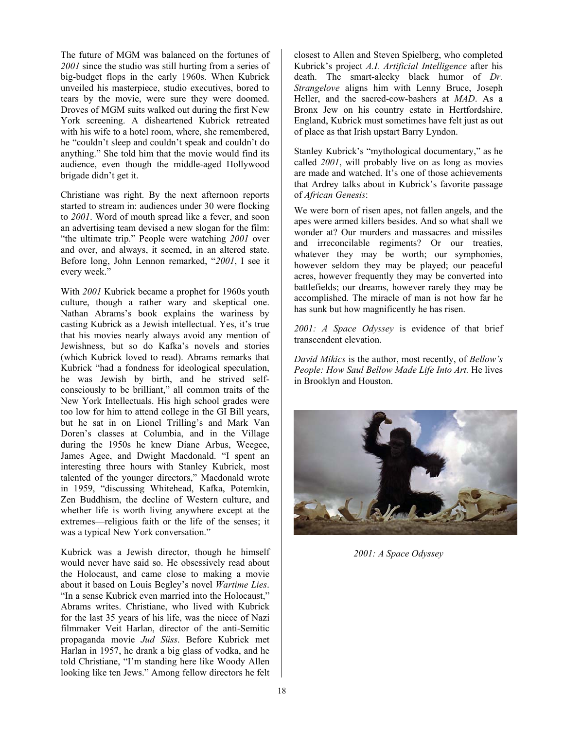The future of MGM was balanced on the fortunes of *2001* since the studio was still hurting from a series of big-budget flops in the early 1960s. When Kubrick unveiled his masterpiece, studio executives, bored to tears by the movie, were sure they were doomed. Droves of MGM suits walked out during the first New York screening. A disheartened Kubrick retreated with his wife to a hotel room, where, she remembered, he "couldn't sleep and couldn't speak and couldn't do anything." She told him that the movie would find its audience, even though the middle-aged Hollywood brigade didn't get it.

Christiane was right. By the next afternoon reports started to stream in: audiences under 30 were flocking to *2001*. Word of mouth spread like a fever, and soon an advertising team devised a new slogan for the film: "the ultimate trip." People were watching *2001* over and over, and always, it seemed, in an altered state. Before long, John Lennon remarked, "*2001*, I see it every week."

With *2001* Kubrick became a prophet for 1960s youth culture, though a rather wary and skeptical one. Nathan Abrams's book explains the wariness by casting Kubrick as a Jewish intellectual. Yes, it's true that his movies nearly always avoid any mention of Jewishness, but so do Kafka's novels and stories (which Kubrick loved to read). Abrams remarks that Kubrick "had a fondness for ideological speculation, he was Jewish by birth, and he strived self-consciously to be brilliant," all common traits of the New York Intellectuals. His high school grades were too low for him to attend college in the GI Bill years, but he sat in on Lionel Trilling's and Mark Van Doren's classes at Columbia, and in the Village during the 1950s he knew Diane Arbus, Weegee, James Agee, and Dwight Macdonald. "I spent an interesting three hours with Stanley Kubrick, most talented of the younger directors," Macdonald wrote in 1959, "discussing Whitehead, Kafka, Potemkin, Zen Buddhism, the decline of Western culture, and whether life is worth living anywhere except at the extremes—religious faith or the life of the senses; it was a typical New York conversation."

Kubrick was a Jewish director, though he himself would never have said so. He obsessively read about the Holocaust, and came close to making a movie about it based on Louis Begley's novel *Wartime Lies*. "In a sense Kubrick even married into the Holocaust," Abrams writes. Christiane, who lived with Kubrick for the last 35 years of his life, was the niece of Nazi filmmaker Veit Harlan, director of the anti-Semitic propaganda movie *Jud Süss*. Before Kubrick met Harlan in 1957, he drank a big glass of vodka, and he told Christiane, "I'm standing here like Woody Allen looking like ten Jews." Among fellow directors he felt closest to Allen and Steven Spielberg, who completed Kubrick's project *A.I. Artificial Intelligence* after his death. The smart-alecky black humor of *Dr. Strangelove* aligns him with Lenny Bruce, Joseph Heller, and the sacred-cow-bashers at *MAD*. As a Bronx Jew on his country estate in Hertfordshire, England, Kubrick must sometimes have felt just as out of place as that Irish upstart Barry Lyndon.

Stanley Kubrick's "mythological documentary," as he called *2001*, will probably live on as long as movies are made and watched. It's one of those achievements that Ardrey talks about in Kubrick's favorite passage of *African Genesis*:

We were born of risen apes, not fallen angels, and the apes were armed killers besides. And so what shall we wonder at? Our murders and massacres and missiles and irreconcilable regiments? Or our treaties, whatever they may be worth; our symphonies, however seldom they may be played; our peaceful acres, however frequently they may be converted into battlefields; our dreams, however rarely they may be accomplished. The miracle of man is not how far he has sunk but how magnificently he has risen.

*2001: A Space Odyssey* is evidence of that brief transcendent elevation.

*David Mikics* is the author, most recently, of *Bellow's People: How Saul Bellow Made Life Into Art.* He lives in Brooklyn and Houston.

*2001: A Space Odyssey*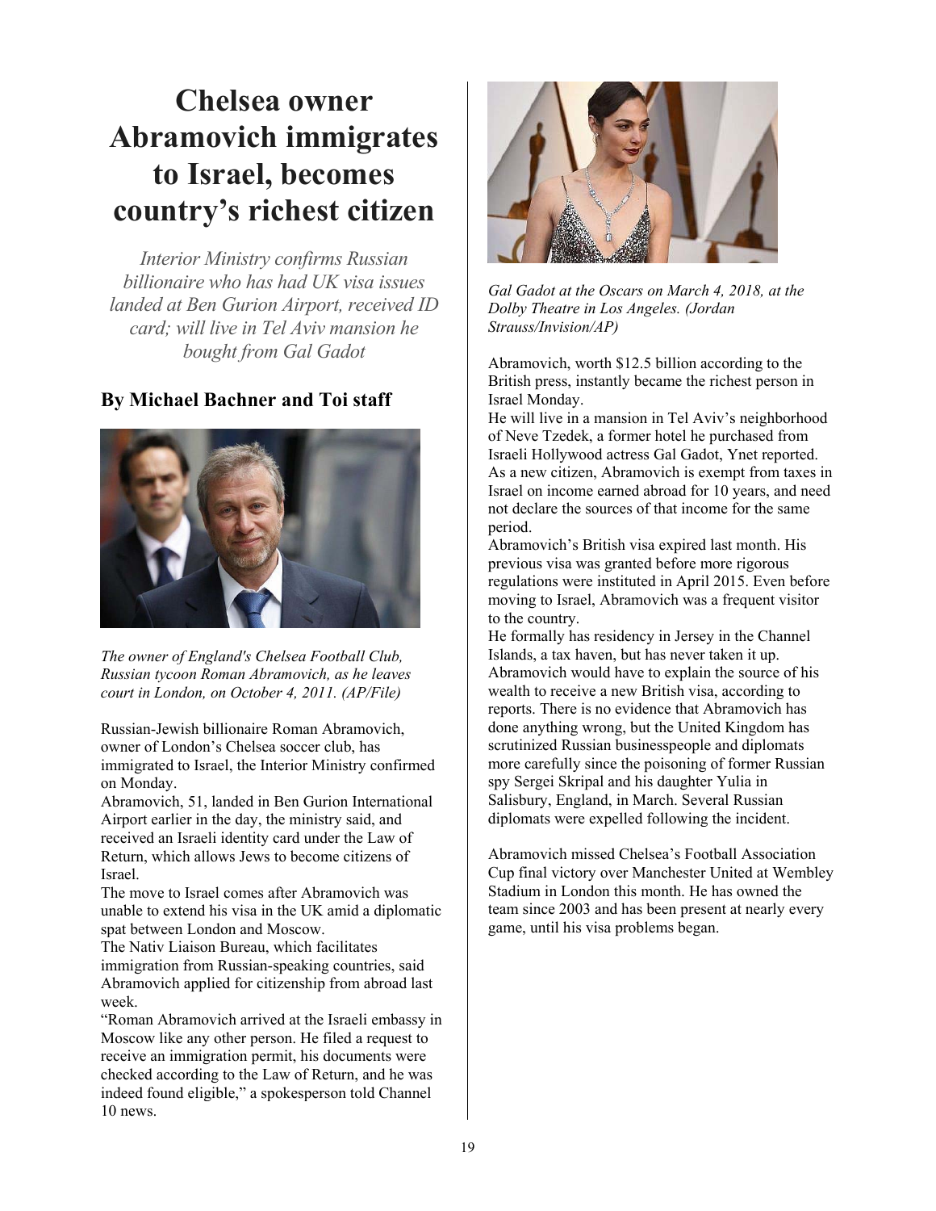# Chelsea owner Abramovich immigrates to Israel, becomes country's richest citizen

*Interior Ministry confirms Russian billionaire who has had UK visa issues landed at Ben Gurion Airport, received ID card; will live in Tel Aviv mansion he bought from Gal Gadot*

## By Michael Bachner and Toi staff

*The owner of England's Chelsea Football Club, Russian tycoon Roman Abramovich, as he leaves court in London, on October 4, 2011. (AP/File)*

Russian-Jewish billionaire Roman Abramovich, owner of London's Chelsea soccer club, has immigrated to Israel, the Interior Ministry confirmed on Monday.

Abramovich, 51, landed in Ben Gurion International Airport earlier in the day, the ministry said, and received an Israeli identity card under the Law of Return, which allows Jews to become citizens of Israel.

The move to Israel comes after Abramovich was unable to extend his visa in the UK amid a diplomatic spat between London and Moscow.

The Nativ Liaison Bureau, which facilitates immigration from Russian-speaking countries, said Abramovich applied for citizenship from abroad last week.

"Roman Abramovich arrived at the Israeli embassy in Moscow like any other person. He filed a request to receive an immigration permit, his documents were checked according to the Law of Return, and he was indeed found eligible," a spokesperson told Channel 10 news.

*Gal Gadot at the Oscars on March 4, 2018, at the Dolby Theatre in Los Angeles. (Jordan Strauss/Invision/AP)*

Abramovich, worth $12.5 billion according to the British press, instantly became the richest person in Israel Monday.

He will live in a mansion in Tel Aviv's neighborhood of Neve Tzedek, a former hotel he purchased from Israeli Hollywood actress Gal Gadot, Ynet reported.

As a new citizen, Abramovich is exempt from taxes in Israel on income earned abroad for 10 years, and need not declare the sources of that income for the same period.

Abramovich's British visa expired last month. His previous visa was granted before more rigorous regulations were instituted in April 2015. Even before moving to Israel, Abramovich was a frequent visitor to the country.

He formally has residency in Jersey in the Channel Islands, a tax haven, but has never taken it up.

Abramovich would have to explain the source of his wealth to receive a new British visa, according to reports. There is no evidence that Abramovich has done anything wrong, but the United Kingdom has scrutinized Russian businesspeople and diplomats more carefully since the poisoning of former Russian spy Sergei Skripal and his daughter Yulia in Salisbury, England, in March. Several Russian diplomats were expelled following the incident.

Abramovich missed Chelsea's Football Association Cup final victory over Manchester United at Wembley Stadium in London this month. He has owned the team since 2003 and has been present at nearly every game, until his visa problems began.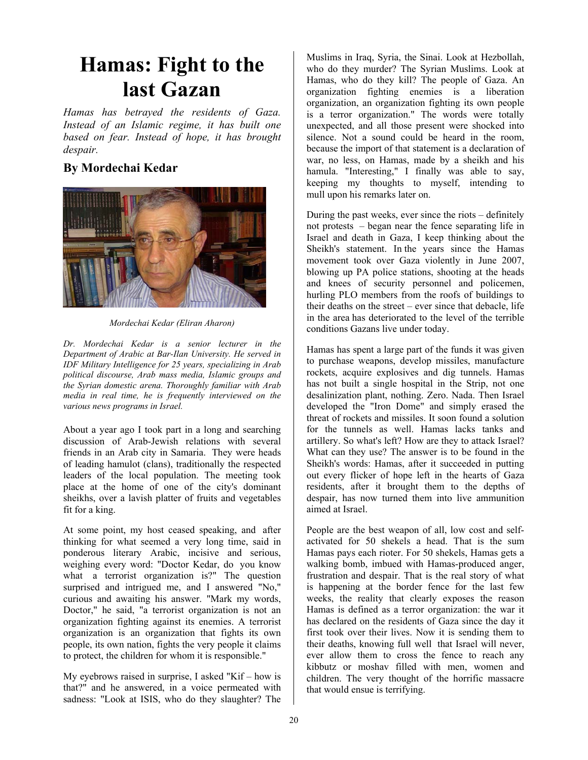# Hamas: Fight to the last Gazan

*Hamas has betrayed the residents of Gaza. Instead of an Islamic regime, it has built one based on fear. Instead of hope, it has brought despair.*

## By Mordechai Kedar

*Mordechai Kedar (Eliran Aharon)*

*Dr. Mordechai Kedar is a senior lecturer in the Department of Arabic at Bar-Ilan University. He served in IDF Military Intelligence for 25 years, specializing in Arab political discourse, Arab mass media, Islamic groups and the Syrian domestic arena. Thoroughly familiar with Arab media in real time, he is frequently interviewed on the various news programs in Israel.*

About a year ago I took part in a long and searching discussion of Arab-Jewish relations with several friends in an Arab city in Samaria. They were heads of leading hamulot (clans), traditionally the respected leaders of the local population. The meeting took place at the home of one of the city's dominant sheikhs, over a lavish platter of fruits and vegetables fit for a king.

At some point, my host ceased speaking, and after thinking for what seemed a very long time, said in ponderous literary Arabic, incisive and serious, weighing every word: "Doctor Kedar, do you know what a terrorist organization is?" The question surprised and intrigued me, and I answered "No," curious and awaiting his answer. "Mark my words, Doctor," he said, "a terrorist organization is not an organization fighting against its enemies. A terrorist organization is an organization that fights its own people, its own nation, fights the very people it claims to protect, the children for whom it is responsible."

My eyebrows raised in surprise, I asked "Kif – how is that?" and he answered, in a voice permeated with sadness: "Look at ISIS, who do they slaughter? The Muslims in Iraq, Syria, the Sinai. Look at Hezbollah, who do they murder? The Syrian Muslims. Look at Hamas, who do they kill? The people of Gaza. An organization fighting enemies is a liberation organization, an organization fighting its own people is a terror organization." The words were totally unexpected, and all those present were shocked into silence. Not a sound could be heard in the room, because the import of that statement is a declaration of war, no less, on Hamas, made by a sheikh and his hamula. "Interesting," I finally was able to say, keeping my thoughts to myself, intending to mull upon his remarks later on.

During the past weeks, ever since the riots – definitely not protests – began near the fence separating life in Israel and death in Gaza, I keep thinking about the Sheikh's statement. In the years since the Hamas movement took over Gaza violently in June 2007, blowing up PA police stations, shooting at the heads and knees of security personnel and policemen, hurling PLO members from the roofs of buildings to their deaths on the street – ever since that debacle, life in the area has deteriorated to the level of the terrible conditions Gazans live under today.

Hamas has spent a large part of the funds it was given to purchase weapons, develop missiles, manufacture rockets, acquire explosives and dig tunnels. Hamas has not built a single hospital in the Strip, not one desalinization plant, nothing. Zero. Nada. Then Israel developed the "Iron Dome" and simply erased the threat of rockets and missiles. It soon found a solution for the tunnels as well. Hamas lacks tanks and artillery. So what's left? How are they to attack Israel? What can they use? The answer is to be found in the Sheikh's words: Hamas, after it succeeded in putting out every flicker of hope left in the hearts of Gaza residents, after it brought them to the depths of despair, has now turned them into live ammunition aimed at Israel.

People are the best weapon of all, low cost and self-activated for 50 shekels a head. That is the sum Hamas pays each rioter. For 50 shekels, Hamas gets a walking bomb, imbued with Hamas-produced anger, frustration and despair. That is the real story of what is happening at the border fence for the last few weeks, the reality that clearly exposes the reason Hamas is defined as a terror organization: the war it has declared on the residents of Gaza since the day it first took over their lives. Now it is sending them to their deaths, knowing full well that Israel will never, ever allow them to cross the fence to reach any kibbutz or moshav filled with men, women and children. The very thought of the horrific massacre that would ensue is terrifying.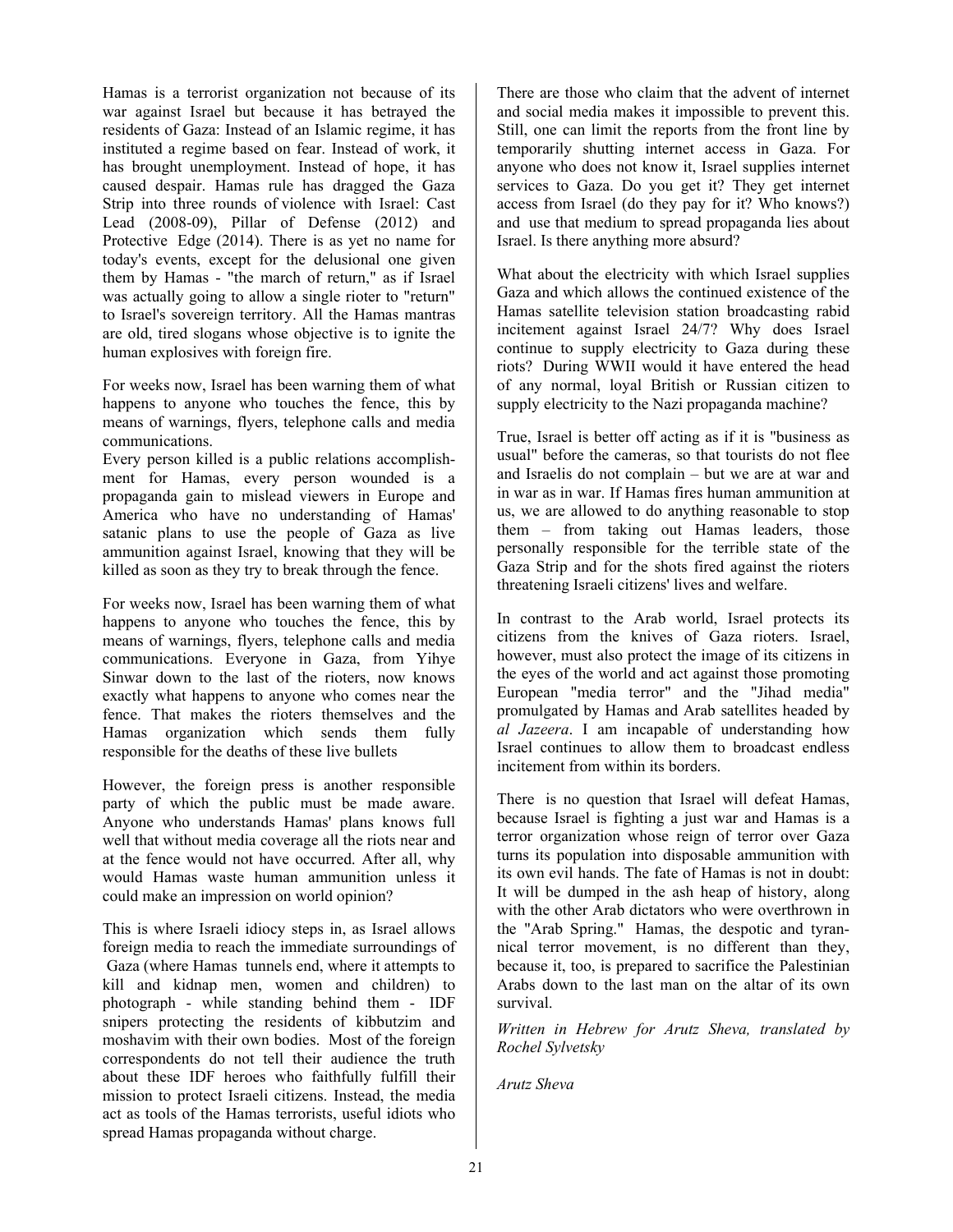Hamas is a terrorist organization not because of its war against Israel but because it has betrayed the residents of Gaza: Instead of an Islamic regime, it has instituted a regime based on fear. Instead of work, it has brought unemployment. Instead of hope, it has caused despair. Hamas rule has dragged the Gaza Strip into three rounds of violence with Israel: Cast Lead (2008-09), Pillar of Defense (2012) and Protective Edge (2014). There is as yet no name for today's events, except for the delusional one given them by Hamas - "the march of return," as if Israel was actually going to allow a single rioter to "return" to Israel's sovereign territory. All the Hamas mantras are old, tired slogans whose objective is to ignite the human explosives with foreign fire.

For weeks now, Israel has been warning them of what happens to anyone who touches the fence, this by means of warnings, flyers, telephone calls and media communications.
Every person killed is a public relations accomplishment for Hamas, every person wounded is a propaganda gain to mislead viewers in Europe and America who have no understanding of Hamas' satanic plans to use the people of Gaza as live ammunition against Israel, knowing that they will be killed as soon as they try to break through the fence.

For weeks now, Israel has been warning them of what happens to anyone who touches the fence, this by means of warnings, flyers, telephone calls and media communications. Everyone in Gaza, from Yihye Sinwar down to the last of the rioters, now knows exactly what happens to anyone who comes near the fence. That makes the rioters themselves and the Hamas organization which sends them fully responsible for the deaths of these live bullets

However, the foreign press is another responsible party of which the public must be made aware. Anyone who understands Hamas' plans knows full well that without media coverage all the riots near and at the fence would not have occurred. After all, why would Hamas waste human ammunition unless it could make an impression on world opinion?

This is where Israeli idiocy steps in, as Israel allows foreign media to reach the immediate surroundings of Gaza (where Hamas tunnels end, where it attempts to kill and kidnap men, women and children) to photograph - while standing behind them - IDF snipers protecting the residents of kibbutzim and moshavim with their own bodies. Most of the foreign correspondents do not tell their audience the truth about these IDF heroes who faithfully fulfill their mission to protect Israeli citizens. Instead, the media act as tools of the Hamas terrorists, useful idiots who spread Hamas propaganda without charge.

There are those who claim that the advent of internet and social media makes it impossible to prevent this. Still, one can limit the reports from the front line by temporarily shutting internet access in Gaza. For anyone who does not know it, Israel supplies internet services to Gaza. Do you get it? They get internet access from Israel (do they pay for it? Who knows?) and use that medium to spread propaganda lies about Israel. Is there anything more absurd?

What about the electricity with which Israel supplies Gaza and which allows the continued existence of the Hamas satellite television station broadcasting rabid incitement against Israel 24/7? Why does Israel continue to supply electricity to Gaza during these riots? During WWII would it have entered the head of any normal, loyal British or Russian citizen to supply electricity to the Nazi propaganda machine?

True, Israel is better off acting as if it is "business as usual" before the cameras, so that tourists do not flee and Israelis do not complain – but we are at war and in war as in war. If Hamas fires human ammunition at us, we are allowed to do anything reasonable to stop them – from taking out Hamas leaders, those personally responsible for the terrible state of the Gaza Strip and for the shots fired against the rioters threatening Israeli citizens' lives and welfare.

In contrast to the Arab world, Israel protects its citizens from the knives of Gaza rioters. Israel, however, must also protect the image of its citizens in the eyes of the world and act against those promoting European "media terror" and the "Jihad media" promulgated by Hamas and Arab satellites headed by *al Jazeera*. I am incapable of understanding how Israel continues to allow them to broadcast endless incitement from within its borders.

There is no question that Israel will defeat Hamas, because Israel is fighting a just war and Hamas is a terror organization whose reign of terror over Gaza turns its population into disposable ammunition with its own evil hands. The fate of Hamas is not in doubt: It will be dumped in the ash heap of history, along with the other Arab dictators who were overthrown in the "Arab Spring." Hamas, the despotic and tyrannical terror movement, is no different than they, because it, too, is prepared to sacrifice the Palestinian Arabs down to the last man on the altar of its own survival.

*Written in Hebrew for Arutz Sheva, translated by Rochel Sylvetsky*

*Arutz Sheva*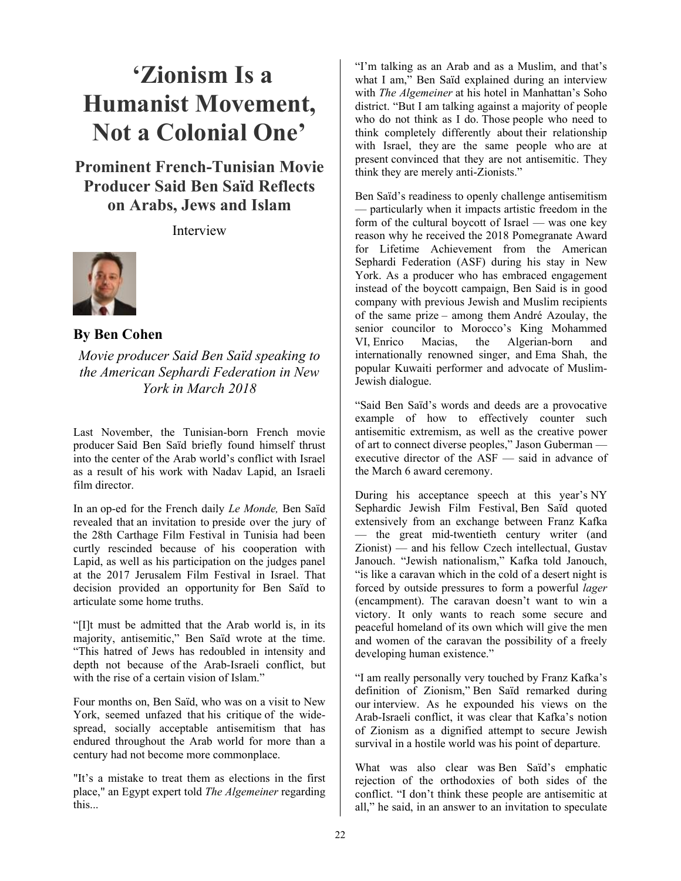# 'Zionism Is a Humanist Movement, Not a Colonial One'

## Prominent French-Tunisian Movie Producer Said Ben Saïd Reflects on Arabs, Jews and Islam

Interview

### By Ben Cohen

*Movie producer Said Ben Saïd speaking to the American Sephardi Federation in New York in March 2018*

Last November, the Tunisian-born French movie producer Said Ben Saïd briefly found himself thrust into the center of the Arab world's conflict with Israel as a result of his work with Nadav Lapid, an Israeli film director.

In an op-ed for the French daily *Le Monde,* Ben Saïd revealed that an invitation to preside over the jury of the 28th Carthage Film Festival in Tunisia had been curtly rescinded because of his cooperation with Lapid, as well as his participation on the judges panel at the 2017 Jerusalem Film Festival in Israel. That decision provided an opportunity for Ben Saïd to articulate some home truths.

"[I]t must be admitted that the Arab world is, in its majority, antisemitic," Ben Saïd wrote at the time. "This hatred of Jews has redoubled in intensity and depth not because of the Arab-Israeli conflict, but with the rise of a certain vision of Islam."

Four months on, Ben Saïd, who was on a visit to New York, seemed unfazed that his critique of the wide-spread, socially acceptable antisemitism that has endured throughout the Arab world for more than a century had not become more commonplace.

"It's a mistake to treat them as elections in the first place," an Egypt expert told *The Algemeiner* regarding this...

"I'm talking as an Arab and as a Muslim, and that's what I am," Ben Saïd explained during an interview with *The Algemeiner* at his hotel in Manhattan's Soho district. "But I am talking against a majority of people who do not think as I do. Those people who need to think completely differently about their relationship with Israel, they are the same people who are at present convinced that they are not antisemitic. They think they are merely anti-Zionists."

Ben Saïd's readiness to openly challenge antisemitism — particularly when it impacts artistic freedom in the form of the cultural boycott of Israel — was one key reason why he received the 2018 Pomegranate Award for Lifetime Achievement from the American Sephardi Federation (ASF) during his stay in New York. As a producer who has embraced engagement instead of the boycott campaign, Ben Said is in good company with previous Jewish and Muslim recipients of the same prize – among them André Azoulay, the senior councilor to Morocco's King Mohammed VI, Enrico Macias, the Algerian-born and internationally renowned singer, and Ema Shah, the popular Kuwaiti performer and advocate of Muslim-Jewish dialogue.

"Said Ben Saïd's words and deeds are a provocative example of how to effectively counter such antisemitic extremism, as well as the creative power of art to connect diverse peoples," Jason Guberman — executive director of the ASF — said in advance of the March 6 award ceremony.

During his acceptance speech at this year's NY Sephardic Jewish Film Festival, Ben Saïd quoted extensively from an exchange between Franz Kafka — the great mid-twentieth century writer (and Zionist) — and his fellow Czech intellectual, Gustav Janouch. "Jewish nationalism," Kafka told Janouch, "is like a caravan which in the cold of a desert night is forced by outside pressures to form a powerful *lager* (encampment). The caravan doesn't want to win a victory. It only wants to reach some secure and peaceful homeland of its own which will give the men and women of the caravan the possibility of a freely developing human existence."

"I am really personally very touched by Franz Kafka's definition of Zionism," Ben Saïd remarked during our interview. As he expounded his views on the Arab-Israeli conflict, it was clear that Kafka's notion of Zionism as a dignified attempt to secure Jewish survival in a hostile world was his point of departure.

What was also clear was Ben Saïd's emphatic rejection of the orthodoxies of both sides of the conflict. "I don't think these people are antisemitic at all," he said, in an answer to an invitation to speculate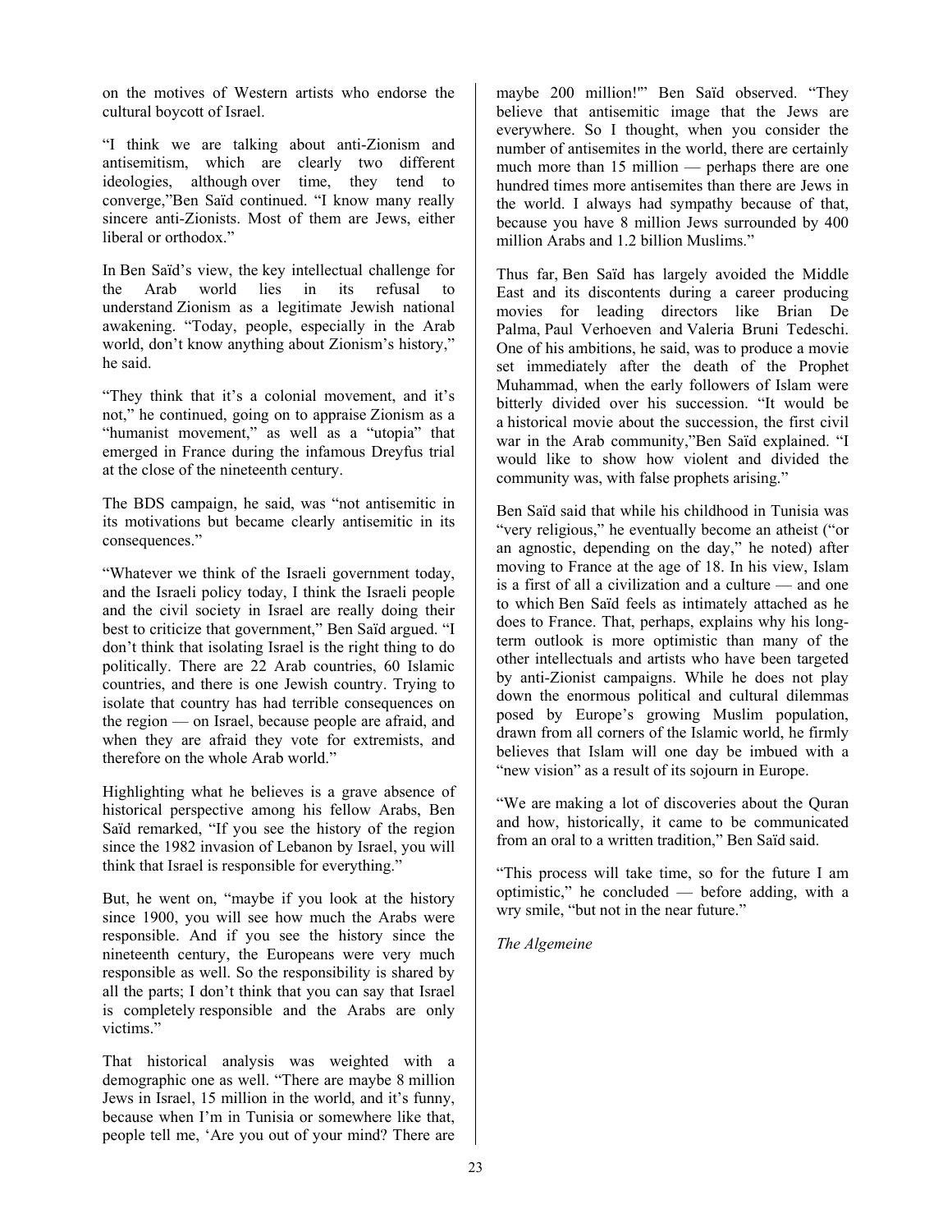on the motives of Western artists who endorse the cultural boycott of Israel.

"I think we are talking about anti-Zionism and antisemitism, which are clearly two different ideologies, although over time, they tend to converge,"Ben Saïd continued. "I know many really sincere anti-Zionists. Most of them are Jews, either liberal or orthodox."

In Ben Saïd's view, the key intellectual challenge for the Arab world lies in its refusal to understand Zionism as a legitimate Jewish national awakening. "Today, people, especially in the Arab world, don't know anything about Zionism's history," he said.

"They think that it's a colonial movement, and it's not," he continued, going on to appraise Zionism as a "humanist movement," as well as a "utopia" that emerged in France during the infamous Dreyfus trial at the close of the nineteenth century.

The BDS campaign, he said, was "not antisemitic in its motivations but became clearly antisemitic in its consequences."

"Whatever we think of the Israeli government today, and the Israeli policy today, I think the Israeli people and the civil society in Israel are really doing their best to criticize that government," Ben Saïd argued. "I don't think that isolating Israel is the right thing to do politically. There are 22 Arab countries, 60 Islamic countries, and there is one Jewish country. Trying to isolate that country has had terrible consequences on the region — on Israel, because people are afraid, and when they are afraid they vote for extremists, and therefore on the whole Arab world."

Highlighting what he believes is a grave absence of historical perspective among his fellow Arabs, Ben Saïd remarked, "If you see the history of the region since the 1982 invasion of Lebanon by Israel, you will think that Israel is responsible for everything."

But, he went on, "maybe if you look at the history since 1900, you will see how much the Arabs were responsible. And if you see the history since the nineteenth century, the Europeans were very much responsible as well. So the responsibility is shared by all the parts; I don't think that you can say that Israel is completely responsible and the Arabs are only victims."

That historical analysis was weighted with a demographic one as well. "There are maybe 8 million Jews in Israel, 15 million in the world, and it's funny, because when I'm in Tunisia or somewhere like that, people tell me, 'Are you out of your mind? There are maybe 200 million!'" Ben Saïd observed. "They believe that antisemitic image that the Jews are everywhere. So I thought, when you consider the number of antisemites in the world, there are certainly much more than 15 million — perhaps there are one hundred times more antisemites than there are Jews in the world. I always had sympathy because of that, because you have 8 million Jews surrounded by 400 million Arabs and 1.2 billion Muslims."

Thus far, Ben Saïd has largely avoided the Middle East and its discontents during a career producing movies for leading directors like Brian De Palma, Paul Verhoeven and Valeria Bruni Tedeschi. One of his ambitions, he said, was to produce a movie set immediately after the death of the Prophet Muhammad, when the early followers of Islam were bitterly divided over his succession. "It would be a historical movie about the succession, the first civil war in the Arab community,"Ben Saïd explained. "I would like to show how violent and divided the community was, with false prophets arising."

Ben Saïd said that while his childhood in Tunisia was "very religious," he eventually become an atheist ("or an agnostic, depending on the day," he noted) after moving to France at the age of 18. In his view, Islam is a first of all a civilization and a culture — and one to which Ben Saïd feels as intimately attached as he does to France. That, perhaps, explains why his long-term outlook is more optimistic than many of the other intellectuals and artists who have been targeted by anti-Zionist campaigns. While he does not play down the enormous political and cultural dilemmas posed by Europe's growing Muslim population, drawn from all corners of the Islamic world, he firmly believes that Islam will one day be imbued with a "new vision" as a result of its sojourn in Europe.

"We are making a lot of discoveries about the Quran and how, historically, it came to be communicated from an oral to a written tradition," Ben Saïd said.

"This process will take time, so for the future I am optimistic," he concluded — before adding, with a wry smile, "but not in the near future."

*The Algemeine*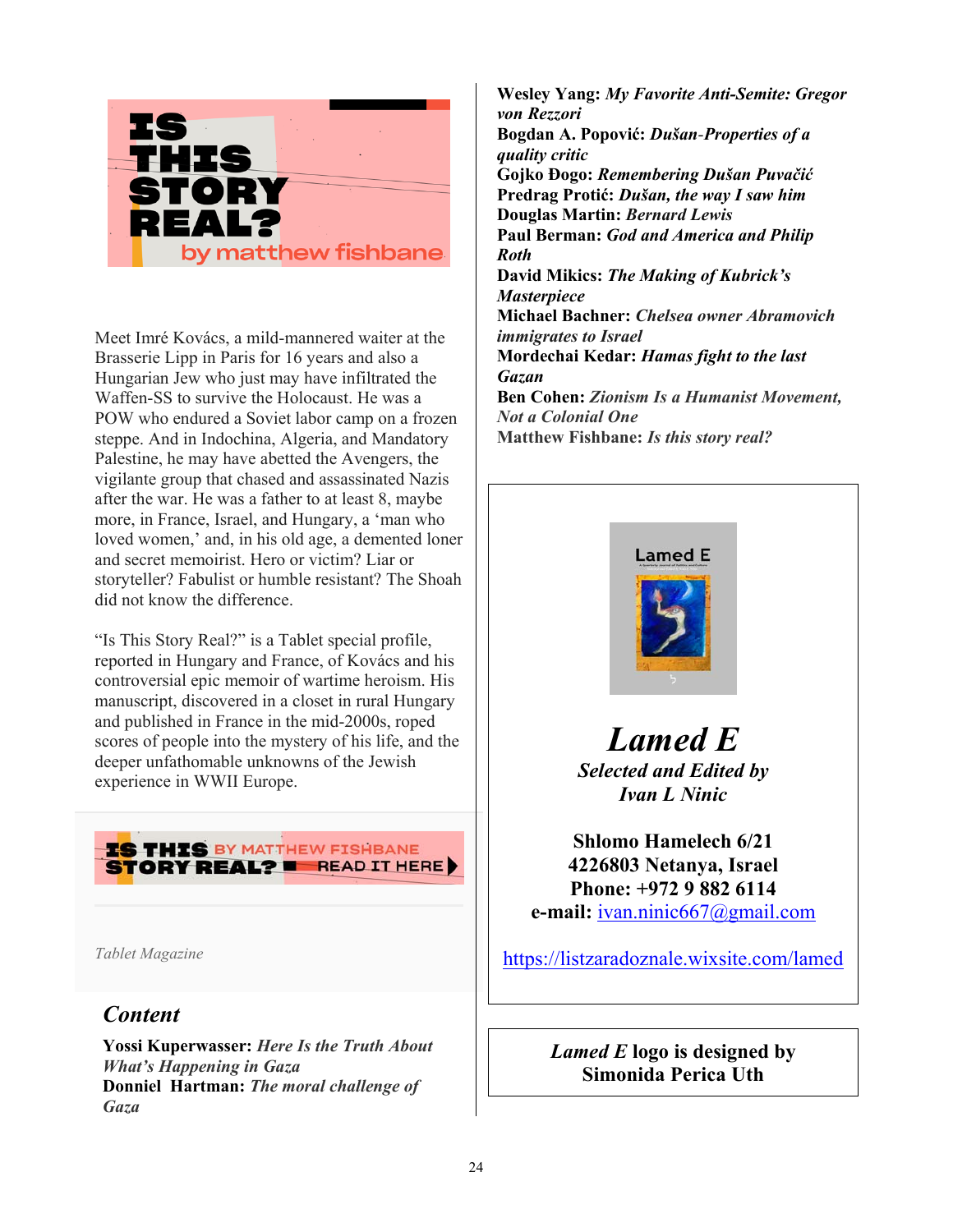IS THIS STORY REAL?
by matthew fishbane

Meet Imré Kovács, a mild-mannered waiter at the Brasserie Lipp in Paris for 16 years and also a Hungarian Jew who just may have infiltrated the Waffen-SS to survive the Holocaust. He was a POW who endured a Soviet labor camp on a frozen steppe. And in Indochina, Algeria, and Mandatory Palestine, he may have abetted the Avengers, the vigilante group that chased and assassinated Nazis after the war. He was a father to at least 8, maybe more, in France, Israel, and Hungary, a 'man who loved women,' and, in his old age, a demented loner and secret memoirist. Hero or victim? Liar or storyteller? Fabulist or humble resistant? The Shoah did not know the difference.

"Is This Story Real?" is a Tablet special profile, reported in Hungary and France, of Kovács and his controversial epic memoir of wartime heroism. His manuscript, discovered in a closet in rural Hungary and published in France in the mid-2000s, roped scores of people into the mystery of his life, and the deeper unfathomable unknowns of the Jewish experience in WWII Europe.

IS THIS STORY REAL? BY MATTHEW FISHBANE READ IT HERE

*Tablet Magazine*

## *Content*

**Yossi Kuperwasser:** ***Here Is the Truth About What's Happening in Gaza***
**Donniel Hartman:** ***The moral challenge of Gaza***
**Wesley Yang:** ***My Favorite Anti-Semite: Gregor von Rezzori***
**Bogdan A. Popović:** ***Dušan-Properties of a quality critic***
**Gojko Đogo:** ***Remembering Dušan Puvačić***
**Predrag Protić:** ***Dušan, the way I saw him***
**Douglas Martin:** ***Bernard Lewis***
**Paul Berman:** ***God and America and Philip Roth***
**David Mikics:** ***The Making of Kubrick's Masterpiece***
**Michael Bachner:** ***Chelsea owner Abramovich immigrates to Israel***
**Mordechai Kedar:** ***Hamas fight to the last Gazan***
**Ben Cohen:** ***Zionism Is a Humanist Movement, Not a Colonial One***
**Matthew Fishbane:** ***Is this story real?***

Lamed E

ל

# ***Lamed E***

***Selected and Edited by***
***Ivan L Ninic***

**Shlomo Hamelech 6/21**
**4226803 Netanya, Israel**
**Phone: +972 9 882 6114**
**e-mail:** ivan.ninic667@gmail.com

https://listzaradoznale.wixsite.com/lamed

***Lamed E*** **logo is designed by Simonida Perica Uth**